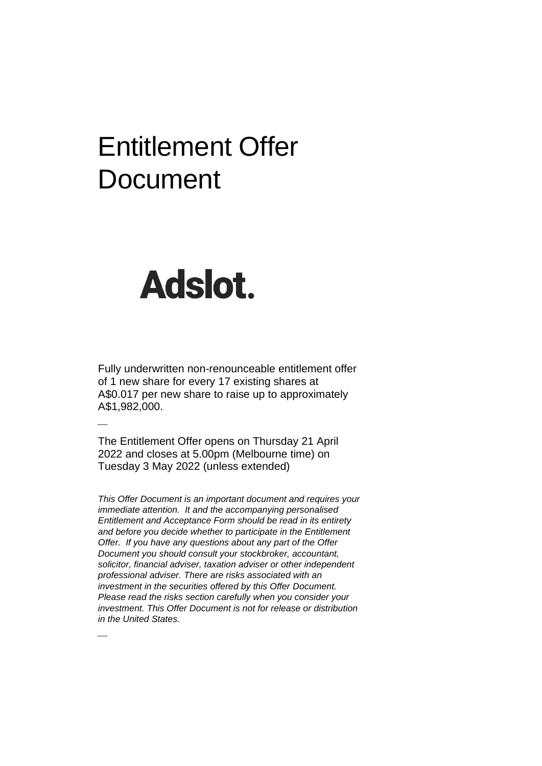# Entitlement Offer Document

**Adslot.**

Fully underwritten non-renounceable entitlement offer of 1 new share for every 17 existing shares at A$0.017 per new share to raise up to approximately A$1,982,000.

---

The Entitlement Offer opens on Thursday 21 April 2022 and closes at 5.00pm (Melbourne time) on Tuesday 3 May 2022 (unless extended)

*This Offer Document is an important document and requires your immediate attention. It and the accompanying personalised Entitlement and Acceptance Form should be read in its entirety and before you decide whether to participate in the Entitlement Offer. If you have any questions about any part of the Offer Document you should consult your stockbroker, accountant, solicitor, financial adviser, taxation adviser or other independent professional adviser. There are risks associated with an investment in the securities offered by this Offer Document. Please read the risks section carefully when you consider your investment. This Offer Document is not for release or distribution in the United States.*

---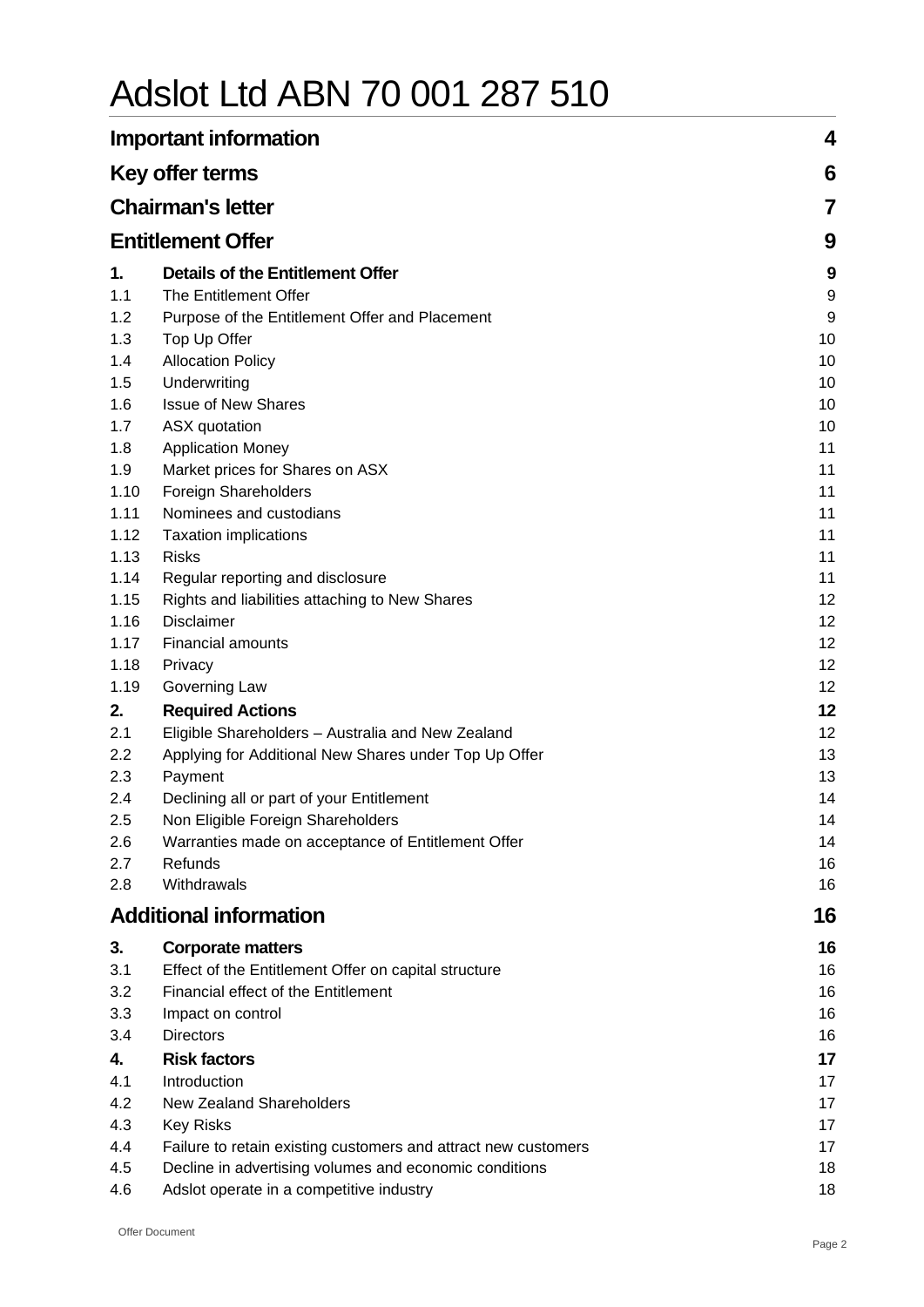# Adslot Ltd ABN 70 001 287 510

| | | |
|---|---|---|
| **Important information** | | **4** |
| **Key offer terms** | | **6** |
| **Chairman's letter** | | **7** |
| **Entitlement Offer** | | **9** |
| **1.** | **Details of the Entitlement Offer** | **9** |
| 1.1 | The Entitlement Offer | 9 |
| 1.2 | Purpose of the Entitlement Offer and Placement | 9 |
| 1.3 | Top Up Offer | 10 |
| 1.4 | Allocation Policy | 10 |
| 1.5 | Underwriting | 10 |
| 1.6 | Issue of New Shares | 10 |
| 1.7 | ASX quotation | 10 |
| 1.8 | Application Money | 11 |
| 1.9 | Market prices for Shares on ASX | 11 |
| 1.10 | Foreign Shareholders | 11 |
| 1.11 | Nominees and custodians | 11 |
| 1.12 | Taxation implications | 11 |
| 1.13 | Risks | 11 |
| 1.14 | Regular reporting and disclosure | 11 |
| 1.15 | Rights and liabilities attaching to New Shares | 12 |
| 1.16 | Disclaimer | 12 |
| 1.17 | Financial amounts | 12 |
| 1.18 | Privacy | 12 |
| 1.19 | Governing Law | 12 |
| **2.** | **Required Actions** | **12** |
| 2.1 | Eligible Shareholders – Australia and New Zealand | 12 |
| 2.2 | Applying for Additional New Shares under Top Up Offer | 13 |
| 2.3 | Payment | 13 |
| 2.4 | Declining all or part of your Entitlement | 14 |
| 2.5 | Non Eligible Foreign Shareholders | 14 |
| 2.6 | Warranties made on acceptance of Entitlement Offer | 14 |
| 2.7 | Refunds | 16 |
| 2.8 | Withdrawals | 16 |
| **Additional information** | | **16** |
| **3.** | **Corporate matters** | **16** |
| 3.1 | Effect of the Entitlement Offer on capital structure | 16 |
| 3.2 | Financial effect of the Entitlement | 16 |
| 3.3 | Impact on control | 16 |
| 3.4 | Directors | 16 |
| **4.** | **Risk factors** | **17** |
| 4.1 | Introduction | 17 |
| 4.2 | New Zealand Shareholders | 17 |
| 4.3 | Key Risks | 17 |
| 4.4 | Failure to retain existing customers and attract new customers | 17 |
| 4.5 | Decline in advertising volumes and economic conditions | 18 |
| 4.6 | Adslot operate in a competitive industry | 18 |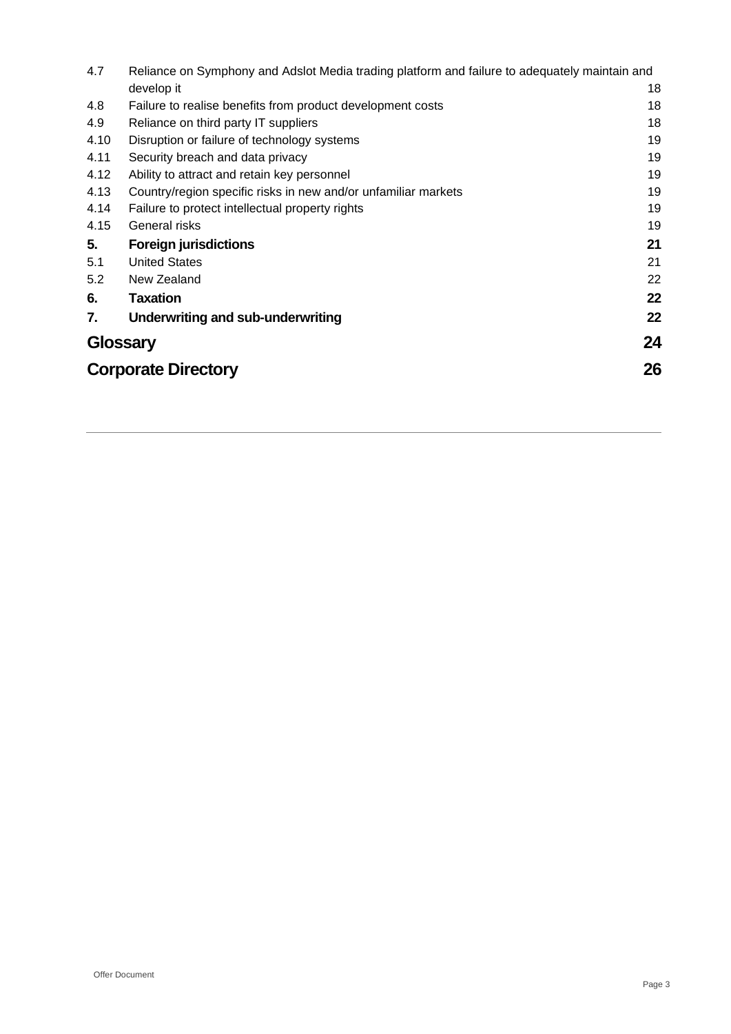| | | |
|---|---|---|
| 4.7 | Reliance on Symphony and Adslot Media trading platform and failure to adequately maintain and develop it | 18 |
| 4.8 | Failure to realise benefits from product development costs | 18 |
| 4.9 | Reliance on third party IT suppliers | 18 |
| 4.10 | Disruption or failure of technology systems | 19 |
| 4.11 | Security breach and data privacy | 19 |
| 4.12 | Ability to attract and retain key personnel | 19 |
| 4.13 | Country/region specific risks in new and/or unfamiliar markets | 19 |
| 4.14 | Failure to protect intellectual property rights | 19 |
| 4.15 | General risks | 19 |
| **5.** | **Foreign jurisdictions** | **21** |
| 5.1 | United States | 21 |
| 5.2 | New Zealand | 22 |
| **6.** | **Taxation** | **22** |
| **7.** | **Underwriting and sub-underwriting** | **22** |
| **Glossary** | | **24** |
| **Corporate Directory** | | **26** |

Offer Document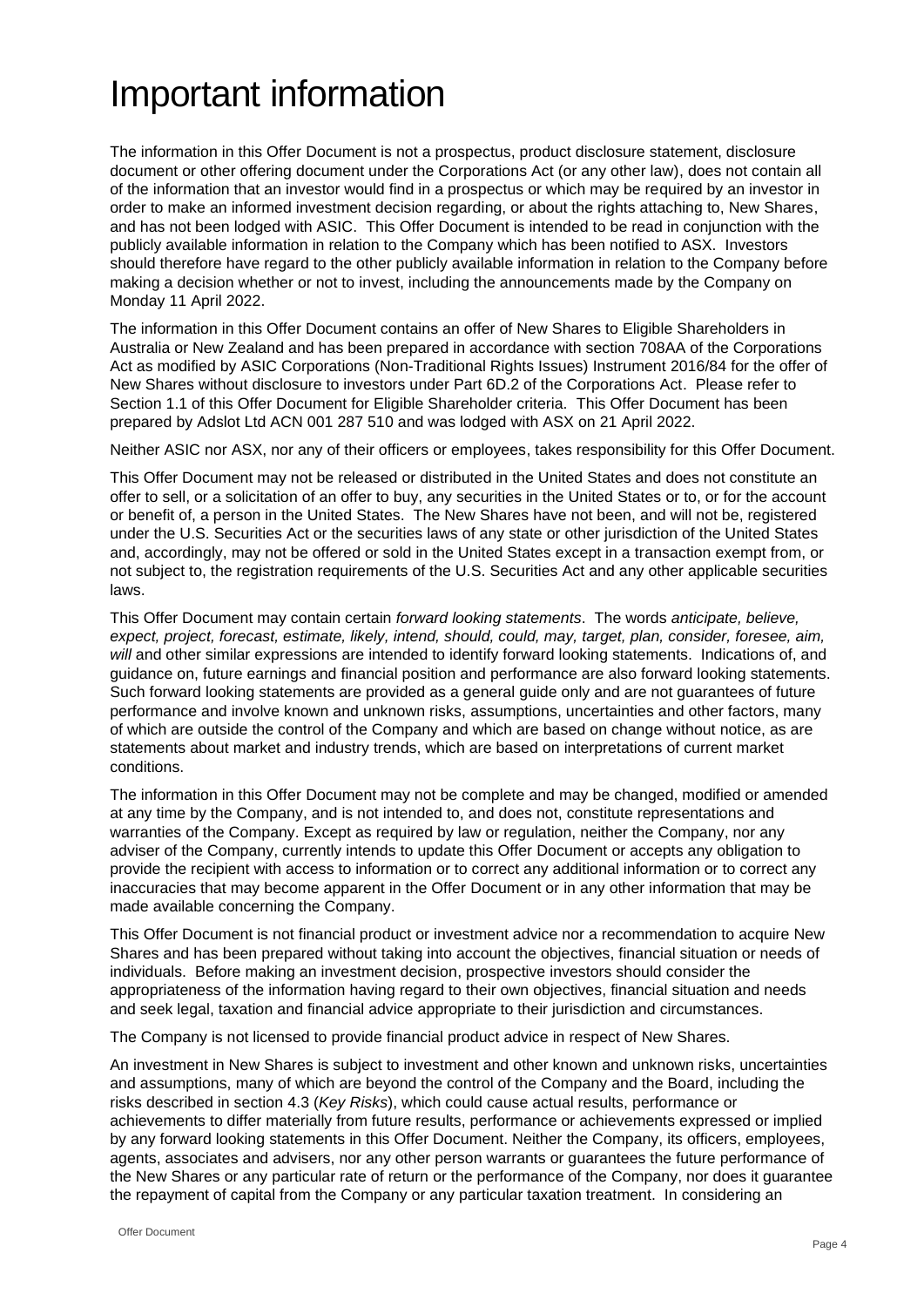# Important information

The information in this Offer Document is not a prospectus, product disclosure statement, disclosure document or other offering document under the Corporations Act (or any other law), does not contain all of the information that an investor would find in a prospectus or which may be required by an investor in order to make an informed investment decision regarding, or about the rights attaching to, New Shares, and has not been lodged with ASIC. This Offer Document is intended to be read in conjunction with the publicly available information in relation to the Company which has been notified to ASX. Investors should therefore have regard to the other publicly available information in relation to the Company before making a decision whether or not to invest, including the announcements made by the Company on Monday 11 April 2022.

The information in this Offer Document contains an offer of New Shares to Eligible Shareholders in Australia or New Zealand and has been prepared in accordance with section 708AA of the Corporations Act as modified by ASIC Corporations (Non-Traditional Rights Issues) Instrument 2016/84 for the offer of New Shares without disclosure to investors under Part 6D.2 of the Corporations Act. Please refer to Section 1.1 of this Offer Document for Eligible Shareholder criteria. This Offer Document has been prepared by Adslot Ltd ACN 001 287 510 and was lodged with ASX on 21 April 2022.

Neither ASIC nor ASX, nor any of their officers or employees, takes responsibility for this Offer Document.

This Offer Document may not be released or distributed in the United States and does not constitute an offer to sell, or a solicitation of an offer to buy, any securities in the United States or to, or for the account or benefit of, a person in the United States. The New Shares have not been, and will not be, registered under the U.S. Securities Act or the securities laws of any state or other jurisdiction of the United States and, accordingly, may not be offered or sold in the United States except in a transaction exempt from, or not subject to, the registration requirements of the U.S. Securities Act and any other applicable securities laws.

This Offer Document may contain certain *forward looking statements*. The words *anticipate, believe, expect, project, forecast, estimate, likely, intend, should, could, may, target, plan, consider, foresee, aim, will* and other similar expressions are intended to identify forward looking statements. Indications of, and guidance on, future earnings and financial position and performance are also forward looking statements. Such forward looking statements are provided as a general guide only and are not guarantees of future performance and involve known and unknown risks, assumptions, uncertainties and other factors, many of which are outside the control of the Company and which are based on change without notice, as are statements about market and industry trends, which are based on interpretations of current market conditions.

The information in this Offer Document may not be complete and may be changed, modified or amended at any time by the Company, and is not intended to, and does not, constitute representations and warranties of the Company. Except as required by law or regulation, neither the Company, nor any adviser of the Company, currently intends to update this Offer Document or accepts any obligation to provide the recipient with access to information or to correct any additional information or to correct any inaccuracies that may become apparent in the Offer Document or in any other information that may be made available concerning the Company.

This Offer Document is not financial product or investment advice nor a recommendation to acquire New Shares and has been prepared without taking into account the objectives, financial situation or needs of individuals. Before making an investment decision, prospective investors should consider the appropriateness of the information having regard to their own objectives, financial situation and needs and seek legal, taxation and financial advice appropriate to their jurisdiction and circumstances.

The Company is not licensed to provide financial product advice in respect of New Shares.

An investment in New Shares is subject to investment and other known and unknown risks, uncertainties and assumptions, many of which are beyond the control of the Company and the Board, including the risks described in section 4.3 (*Key Risks*), which could cause actual results, performance or achievements to differ materially from future results, performance or achievements expressed or implied by any forward looking statements in this Offer Document. Neither the Company, its officers, employees, agents, associates and advisers, nor any other person warrants or guarantees the future performance of the New Shares or any particular rate of return or the performance of the Company, nor does it guarantee the repayment of capital from the Company or any particular taxation treatment. In considering an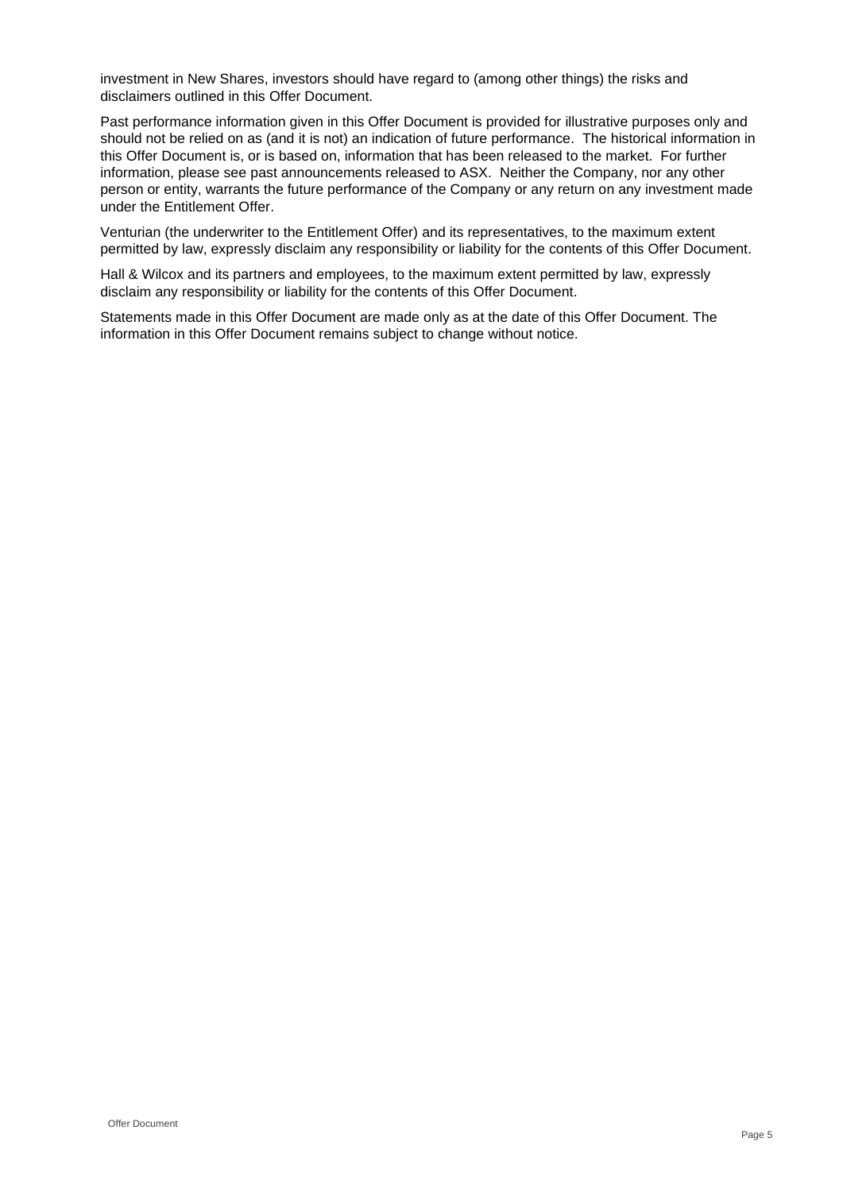investment in New Shares, investors should have regard to (among other things) the risks and disclaimers outlined in this Offer Document.

Past performance information given in this Offer Document is provided for illustrative purposes only and should not be relied on as (and it is not) an indication of future performance. The historical information in this Offer Document is, or is based on, information that has been released to the market. For further information, please see past announcements released to ASX. Neither the Company, nor any other person or entity, warrants the future performance of the Company or any return on any investment made under the Entitlement Offer.

Venturian (the underwriter to the Entitlement Offer) and its representatives, to the maximum extent permitted by law, expressly disclaim any responsibility or liability for the contents of this Offer Document.

Hall & Wilcox and its partners and employees, to the maximum extent permitted by law, expressly disclaim any responsibility or liability for the contents of this Offer Document.

Statements made in this Offer Document are made only as at the date of this Offer Document. The information in this Offer Document remains subject to change without notice.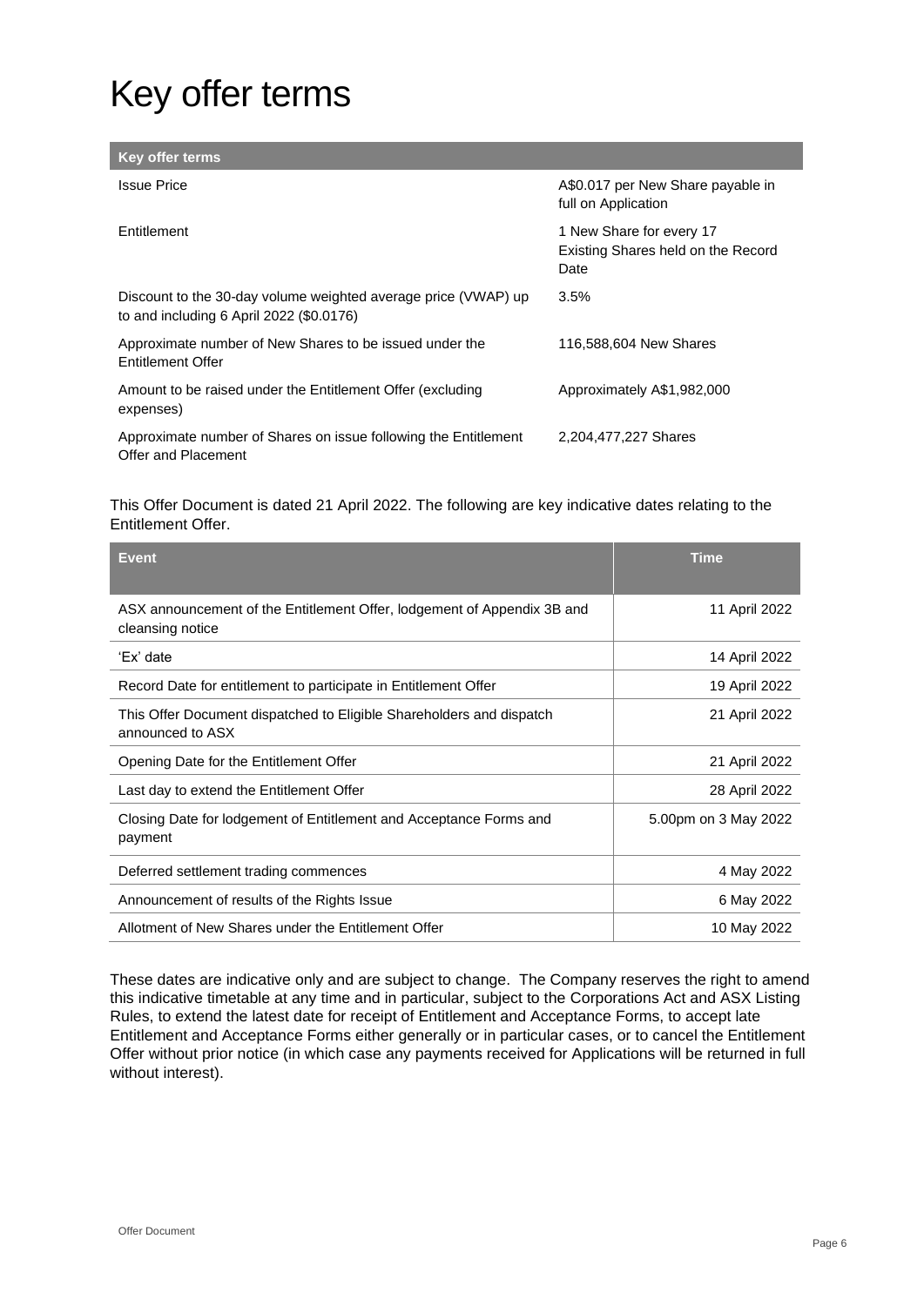# Key offer terms

| Key offer terms | |
|---|---|
| Issue Price | A$0.017 per New Share payable in full on Application |
| Entitlement | 1 New Share for every 17 Existing Shares held on the Record Date |
| Discount to the 30-day volume weighted average price (VWAP) up to and including 6 April 2022 ($0.0176) | 3.5% |
| Approximate number of New Shares to be issued under the Entitlement Offer | 116,588,604 New Shares |
| Amount to be raised under the Entitlement Offer (excluding expenses) | Approximately A$1,982,000 |
| Approximate number of Shares on issue following the Entitlement Offer and Placement | 2,204,477,227 Shares |

This Offer Document is dated 21 April 2022. The following are key indicative dates relating to the Entitlement Offer.

| Event | Time |
|---|---|
| ASX announcement of the Entitlement Offer, lodgement of Appendix 3B and cleansing notice | 11 April 2022 |
| 'Ex' date | 14 April 2022 |
| Record Date for entitlement to participate in Entitlement Offer | 19 April 2022 |
| This Offer Document dispatched to Eligible Shareholders and dispatch announced to ASX | 21 April 2022 |
| Opening Date for the Entitlement Offer | 21 April 2022 |
| Last day to extend the Entitlement Offer | 28 April 2022 |
| Closing Date for lodgement of Entitlement and Acceptance Forms and payment | 5.00pm on 3 May 2022 |
| Deferred settlement trading commences | 4 May 2022 |
| Announcement of results of the Rights Issue | 6 May 2022 |
| Allotment of New Shares under the Entitlement Offer | 10 May 2022 |

These dates are indicative only and are subject to change. The Company reserves the right to amend this indicative timetable at any time and in particular, subject to the Corporations Act and ASX Listing Rules, to extend the latest date for receipt of Entitlement and Acceptance Forms, to accept late Entitlement and Acceptance Forms either generally or in particular cases, or to cancel the Entitlement Offer without prior notice (in which case any payments received for Applications will be returned in full without interest).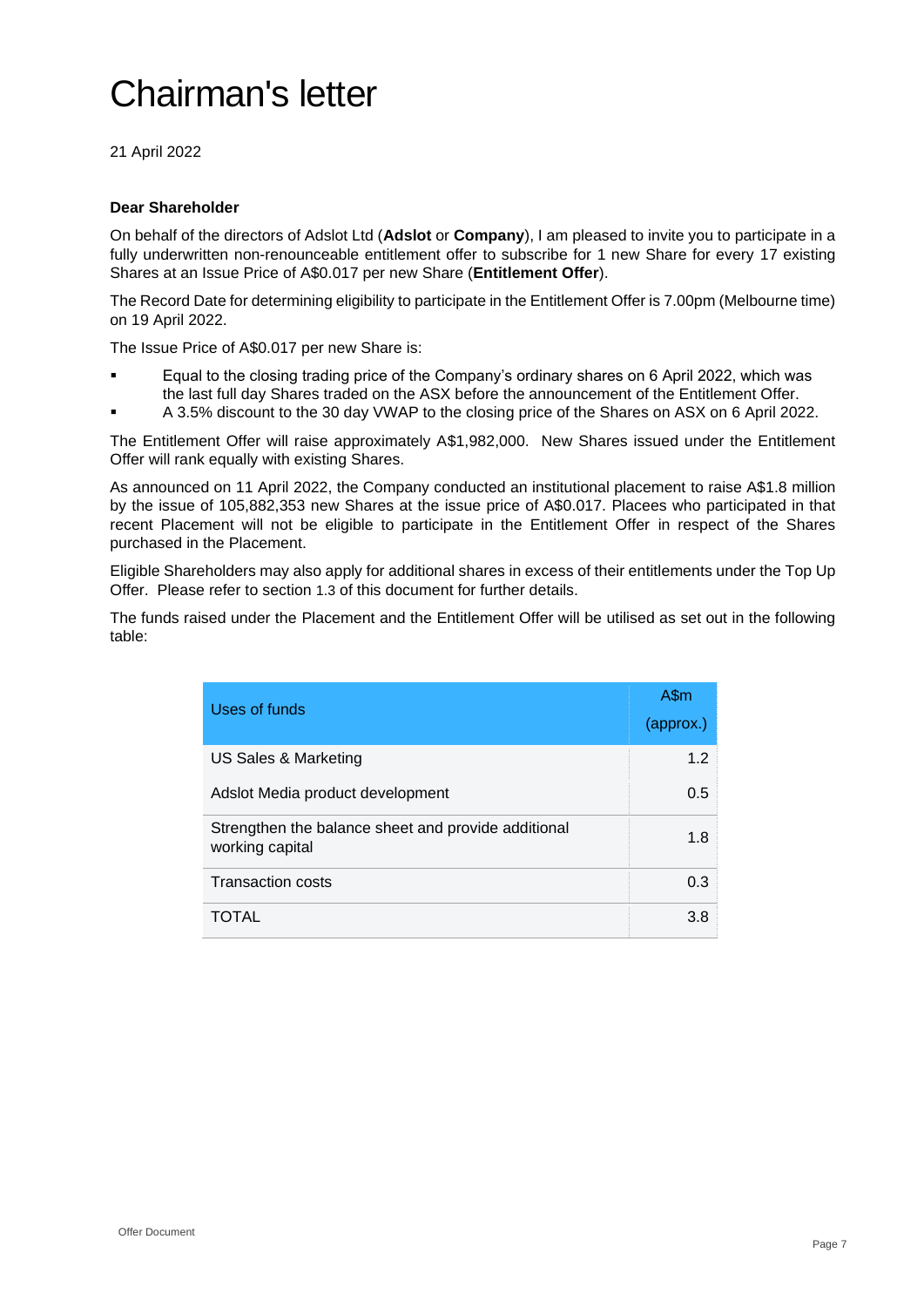# Chairman's letter

21 April 2022

**Dear Shareholder**

On behalf of the directors of Adslot Ltd (**Adslot** or **Company**), I am pleased to invite you to participate in a fully underwritten non-renounceable entitlement offer to subscribe for 1 new Share for every 17 existing Shares at an Issue Price of A$0.017 per new Share (**Entitlement Offer**).

The Record Date for determining eligibility to participate in the Entitlement Offer is 7.00pm (Melbourne time) on 19 April 2022.

The Issue Price of A$0.017 per new Share is:

- Equal to the closing trading price of the Company's ordinary shares on 6 April 2022, which was the last full day Shares traded on the ASX before the announcement of the Entitlement Offer.
- A 3.5% discount to the 30 day VWAP to the closing price of the Shares on ASX on 6 April 2022.

The Entitlement Offer will raise approximately A$1,982,000. New Shares issued under the Entitlement Offer will rank equally with existing Shares.

As announced on 11 April 2022, the Company conducted an institutional placement to raise A$1.8 million by the issue of 105,882,353 new Shares at the issue price of A$0.017. Placees who participated in that recent Placement will not be eligible to participate in the Entitlement Offer in respect of the Shares purchased in the Placement.

Eligible Shareholders may also apply for additional shares in excess of their entitlements under the Top Up Offer. Please refer to section 1.3 of this document for further details.

The funds raised under the Placement and the Entitlement Offer will be utilised as set out in the following table:

| Uses of funds | A$m (approx.) |
|---|---|
| US Sales & Marketing | 1.2 |
| Adslot Media product development | 0.5 |
| Strengthen the balance sheet and provide additional working capital | 1.8 |
| Transaction costs | 0.3 |
| TOTAL | 3.8 |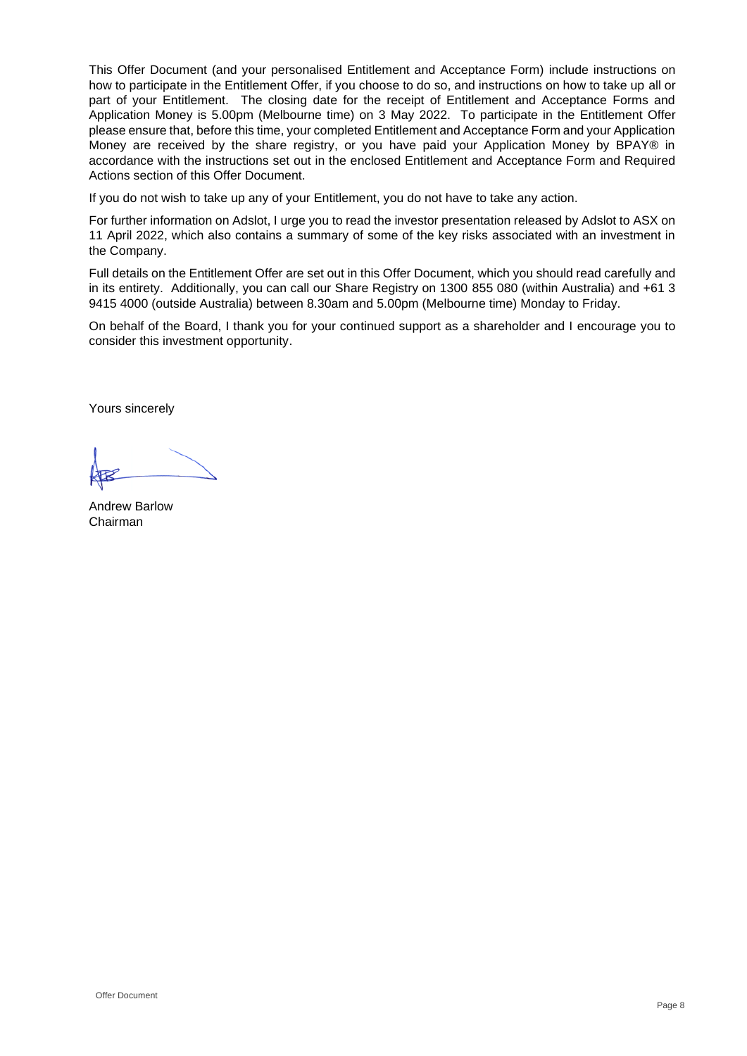This Offer Document (and your personalised Entitlement and Acceptance Form) include instructions on how to participate in the Entitlement Offer, if you choose to do so, and instructions on how to take up all or part of your Entitlement. The closing date for the receipt of Entitlement and Acceptance Forms and Application Money is 5.00pm (Melbourne time) on 3 May 2022. To participate in the Entitlement Offer please ensure that, before this time, your completed Entitlement and Acceptance Form and your Application Money are received by the share registry, or you have paid your Application Money by BPAY® in accordance with the instructions set out in the enclosed Entitlement and Acceptance Form and Required Actions section of this Offer Document.

If you do not wish to take up any of your Entitlement, you do not have to take any action.

For further information on Adslot, I urge you to read the investor presentation released by Adslot to ASX on 11 April 2022, which also contains a summary of some of the key risks associated with an investment in the Company.

Full details on the Entitlement Offer are set out in this Offer Document, which you should read carefully and in its entirety. Additionally, you can call our Share Registry on 1300 855 080 (within Australia) and +61 3 9415 4000 (outside Australia) between 8.30am and 5.00pm (Melbourne time) Monday to Friday.

On behalf of the Board, I thank you for your continued support as a shareholder and I encourage you to consider this investment opportunity.

Yours sincerely

Andrew Barlow
Chairman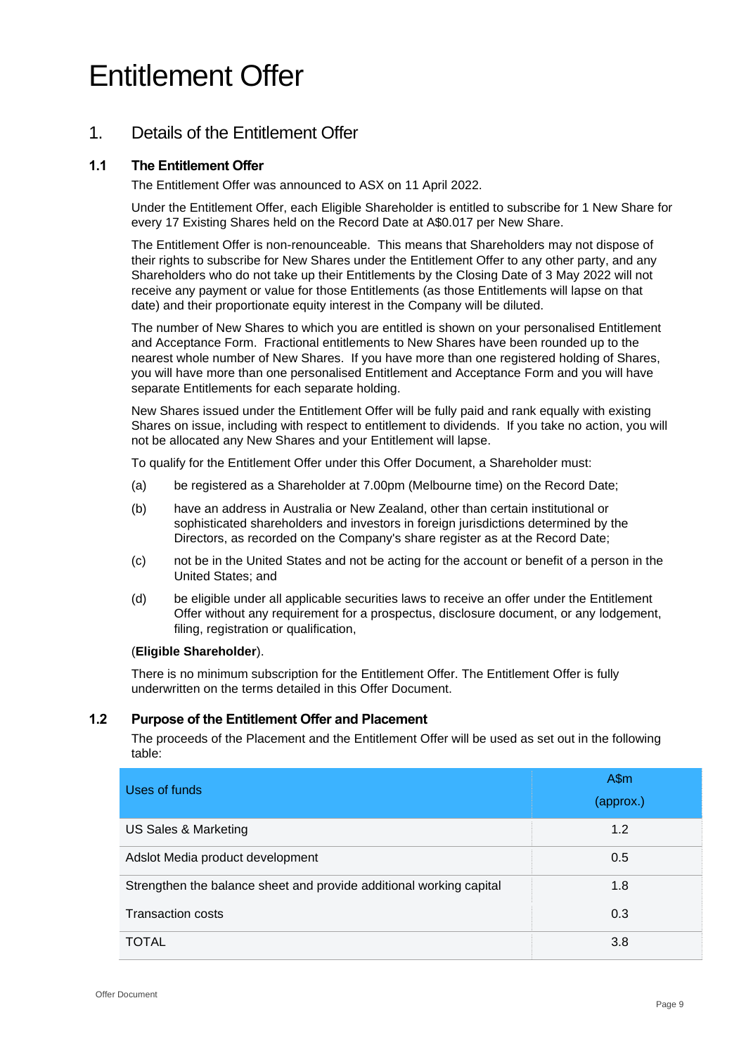# Entitlement Offer

## 1. Details of the Entitlement Offer

### 1.1 The Entitlement Offer

The Entitlement Offer was announced to ASX on 11 April 2022.

Under the Entitlement Offer, each Eligible Shareholder is entitled to subscribe for 1 New Share for every 17 Existing Shares held on the Record Date at A$0.017 per New Share.

The Entitlement Offer is non-renounceable. This means that Shareholders may not dispose of their rights to subscribe for New Shares under the Entitlement Offer to any other party, and any Shareholders who do not take up their Entitlements by the Closing Date of 3 May 2022 will not receive any payment or value for those Entitlements (as those Entitlements will lapse on that date) and their proportionate equity interest in the Company will be diluted.

The number of New Shares to which you are entitled is shown on your personalised Entitlement and Acceptance Form. Fractional entitlements to New Shares have been rounded up to the nearest whole number of New Shares. If you have more than one registered holding of Shares, you will have more than one personalised Entitlement and Acceptance Form and you will have separate Entitlements for each separate holding.

New Shares issued under the Entitlement Offer will be fully paid and rank equally with existing Shares on issue, including with respect to entitlement to dividends. If you take no action, you will not be allocated any New Shares and your Entitlement will lapse.

To qualify for the Entitlement Offer under this Offer Document, a Shareholder must:

(a) be registered as a Shareholder at 7.00pm (Melbourne time) on the Record Date;

(b) have an address in Australia or New Zealand, other than certain institutional or sophisticated shareholders and investors in foreign jurisdictions determined by the Directors, as recorded on the Company's share register as at the Record Date;

(c) not be in the United States and not be acting for the account or benefit of a person in the United States; and

(d) be eligible under all applicable securities laws to receive an offer under the Entitlement Offer without any requirement for a prospectus, disclosure document, or any lodgement, filing, registration or qualification,

(**Eligible Shareholder**).

There is no minimum subscription for the Entitlement Offer. The Entitlement Offer is fully underwritten on the terms detailed in this Offer Document.

### 1.2 Purpose of the Entitlement Offer and Placement

The proceeds of the Placement and the Entitlement Offer will be used as set out in the following table:

| Uses of funds | A$m (approx.) |
|---|---|
| US Sales & Marketing | 1.2 |
| Adslot Media product development | 0.5 |
| Strengthen the balance sheet and provide additional working capital | 1.8 |
| Transaction costs | 0.3 |
| TOTAL | 3.8 |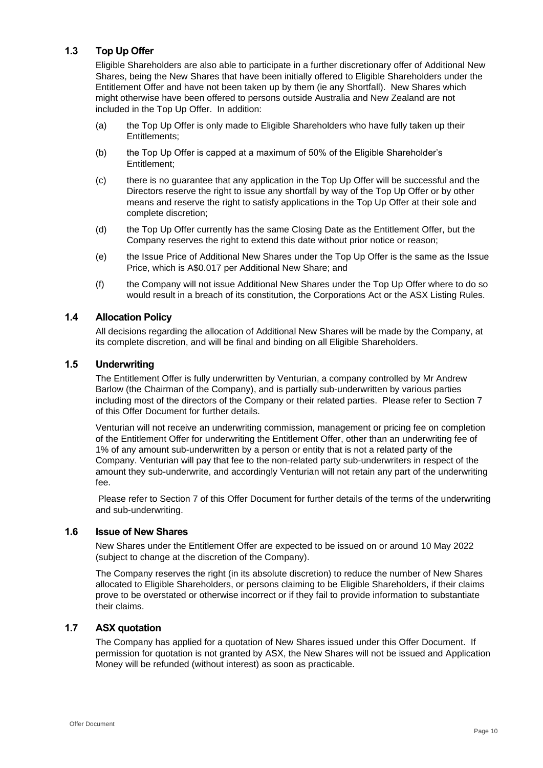### 1.3 Top Up Offer

Eligible Shareholders are also able to participate in a further discretionary offer of Additional New Shares, being the New Shares that have been initially offered to Eligible Shareholders under the Entitlement Offer and have not been taken up by them (ie any Shortfall). New Shares which might otherwise have been offered to persons outside Australia and New Zealand are not included in the Top Up Offer. In addition:

(a) the Top Up Offer is only made to Eligible Shareholders who have fully taken up their Entitlements;

(b) the Top Up Offer is capped at a maximum of 50% of the Eligible Shareholder's Entitlement;

(c) there is no guarantee that any application in the Top Up Offer will be successful and the Directors reserve the right to issue any shortfall by way of the Top Up Offer or by other means and reserve the right to satisfy applications in the Top Up Offer at their sole and complete discretion;

(d) the Top Up Offer currently has the same Closing Date as the Entitlement Offer, but the Company reserves the right to extend this date without prior notice or reason;

(e) the Issue Price of Additional New Shares under the Top Up Offer is the same as the Issue Price, which is A$0.017 per Additional New Share; and

(f) the Company will not issue Additional New Shares under the Top Up Offer where to do so would result in a breach of its constitution, the Corporations Act or the ASX Listing Rules.

### 1.4 Allocation Policy

All decisions regarding the allocation of Additional New Shares will be made by the Company, at its complete discretion, and will be final and binding on all Eligible Shareholders.

### 1.5 Underwriting

The Entitlement Offer is fully underwritten by Venturian, a company controlled by Mr Andrew Barlow (the Chairman of the Company), and is partially sub-underwritten by various parties including most of the directors of the Company or their related parties. Please refer to Section 7 of this Offer Document for further details.

Venturian will not receive an underwriting commission, management or pricing fee on completion of the Entitlement Offer for underwriting the Entitlement Offer, other than an underwriting fee of 1% of any amount sub-underwritten by a person or entity that is not a related party of the Company. Venturian will pay that fee to the non-related party sub-underwriters in respect of the amount they sub-underwrite, and accordingly Venturian will not retain any part of the underwriting fee.

Please refer to Section 7 of this Offer Document for further details of the terms of the underwriting and sub-underwriting.

### 1.6 Issue of New Shares

New Shares under the Entitlement Offer are expected to be issued on or around 10 May 2022 (subject to change at the discretion of the Company).

The Company reserves the right (in its absolute discretion) to reduce the number of New Shares allocated to Eligible Shareholders, or persons claiming to be Eligible Shareholders, if their claims prove to be overstated or otherwise incorrect or if they fail to provide information to substantiate their claims.

### 1.7 ASX quotation

The Company has applied for a quotation of New Shares issued under this Offer Document. If permission for quotation is not granted by ASX, the New Shares will not be issued and Application Money will be refunded (without interest) as soon as practicable.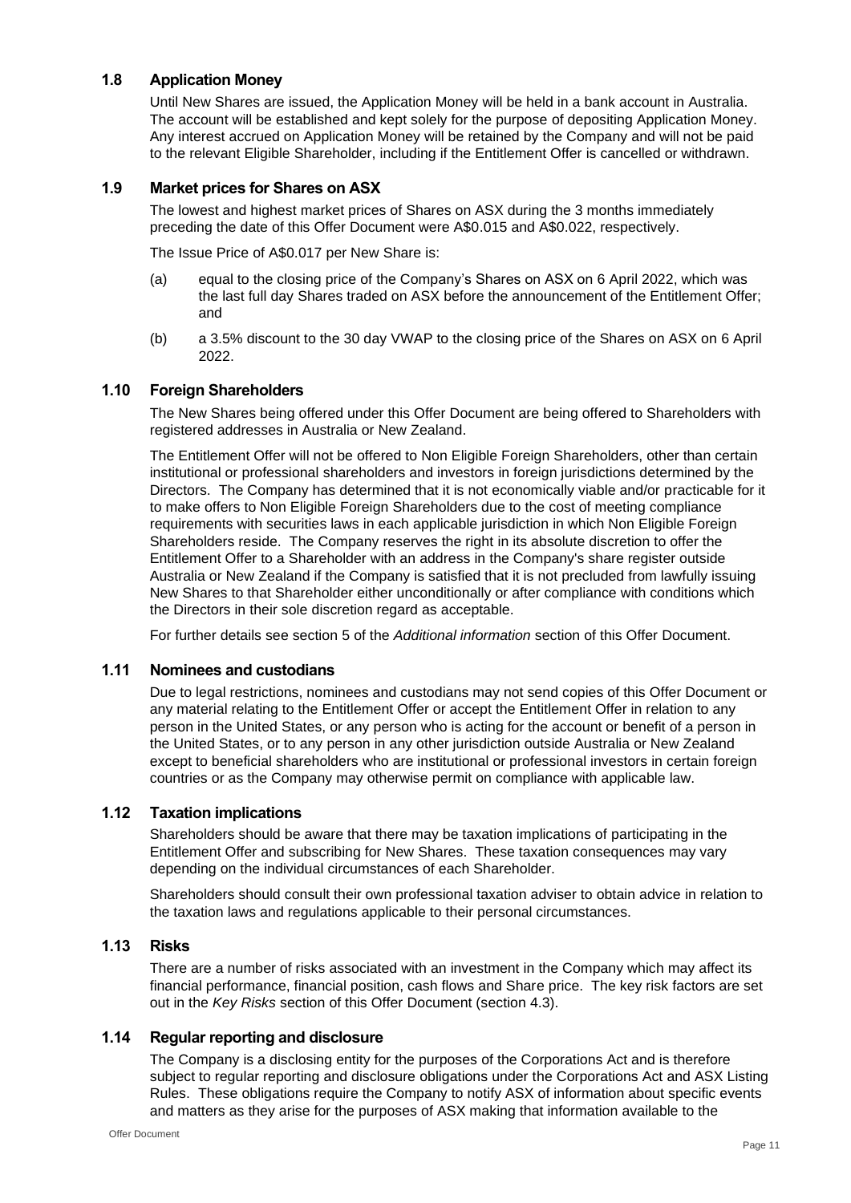## 1.8 Application Money

Until New Shares are issued, the Application Money will be held in a bank account in Australia. The account will be established and kept solely for the purpose of depositing Application Money. Any interest accrued on Application Money will be retained by the Company and will not be paid to the relevant Eligible Shareholder, including if the Entitlement Offer is cancelled or withdrawn.

## 1.9 Market prices for Shares on ASX

The lowest and highest market prices of Shares on ASX during the 3 months immediately preceding the date of this Offer Document were A$0.015 and A$0.022, respectively.

The Issue Price of A$0.017 per New Share is:

(a) equal to the closing price of the Company's Shares on ASX on 6 April 2022, which was the last full day Shares traded on ASX before the announcement of the Entitlement Offer; and

(b) a 3.5% discount to the 30 day VWAP to the closing price of the Shares on ASX on 6 April 2022.

## 1.10 Foreign Shareholders

The New Shares being offered under this Offer Document are being offered to Shareholders with registered addresses in Australia or New Zealand.

The Entitlement Offer will not be offered to Non Eligible Foreign Shareholders, other than certain institutional or professional shareholders and investors in foreign jurisdictions determined by the Directors. The Company has determined that it is not economically viable and/or practicable for it to make offers to Non Eligible Foreign Shareholders due to the cost of meeting compliance requirements with securities laws in each applicable jurisdiction in which Non Eligible Foreign Shareholders reside. The Company reserves the right in its absolute discretion to offer the Entitlement Offer to a Shareholder with an address in the Company's share register outside Australia or New Zealand if the Company is satisfied that it is not precluded from lawfully issuing New Shares to that Shareholder either unconditionally or after compliance with conditions which the Directors in their sole discretion regard as acceptable.

For further details see section 5 of the *Additional information* section of this Offer Document.

## 1.11 Nominees and custodians

Due to legal restrictions, nominees and custodians may not send copies of this Offer Document or any material relating to the Entitlement Offer or accept the Entitlement Offer in relation to any person in the United States, or any person who is acting for the account or benefit of a person in the United States, or to any person in any other jurisdiction outside Australia or New Zealand except to beneficial shareholders who are institutional or professional investors in certain foreign countries or as the Company may otherwise permit on compliance with applicable law.

## 1.12 Taxation implications

Shareholders should be aware that there may be taxation implications of participating in the Entitlement Offer and subscribing for New Shares. These taxation consequences may vary depending on the individual circumstances of each Shareholder.

Shareholders should consult their own professional taxation adviser to obtain advice in relation to the taxation laws and regulations applicable to their personal circumstances.

## 1.13 Risks

There are a number of risks associated with an investment in the Company which may affect its financial performance, financial position, cash flows and Share price. The key risk factors are set out in the *Key Risks* section of this Offer Document (section 4.3).

## 1.14 Regular reporting and disclosure

The Company is a disclosing entity for the purposes of the Corporations Act and is therefore subject to regular reporting and disclosure obligations under the Corporations Act and ASX Listing Rules. These obligations require the Company to notify ASX of information about specific events and matters as they arise for the purposes of ASX making that information available to the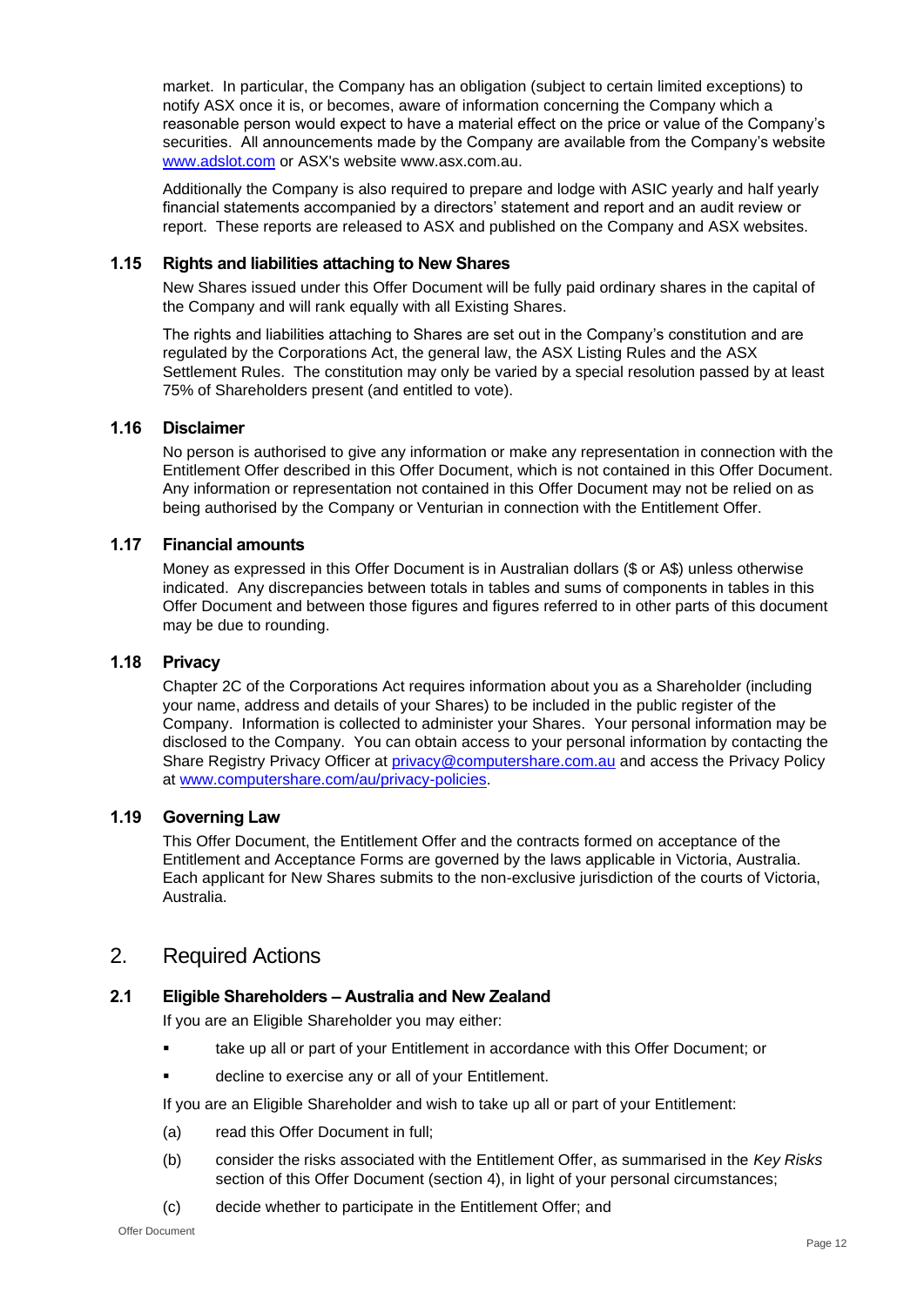market. In particular, the Company has an obligation (subject to certain limited exceptions) to notify ASX once it is, or becomes, aware of information concerning the Company which a reasonable person would expect to have a material effect on the price or value of the Company's securities. All announcements made by the Company are available from the Company's website [www.adslot.com](http://www.adslot.com) or ASX's website www.asx.com.au.

Additionally the Company is also required to prepare and lodge with ASIC yearly and half yearly financial statements accompanied by a directors' statement and report and an audit review or report. These reports are released to ASX and published on the Company and ASX websites.

### 1.15 Rights and liabilities attaching to New Shares

New Shares issued under this Offer Document will be fully paid ordinary shares in the capital of the Company and will rank equally with all Existing Shares.

The rights and liabilities attaching to Shares are set out in the Company's constitution and are regulated by the Corporations Act, the general law, the ASX Listing Rules and the ASX Settlement Rules. The constitution may only be varied by a special resolution passed by at least 75% of Shareholders present (and entitled to vote).

### 1.16 Disclaimer

No person is authorised to give any information or make any representation in connection with the Entitlement Offer described in this Offer Document, which is not contained in this Offer Document. Any information or representation not contained in this Offer Document may not be relied on as being authorised by the Company or Venturian in connection with the Entitlement Offer.

### 1.17 Financial amounts

Money as expressed in this Offer Document is in Australian dollars ($ or A$) unless otherwise indicated. Any discrepancies between totals in tables and sums of components in tables in this Offer Document and between those figures and figures referred to in other parts of this document may be due to rounding.

### 1.18 Privacy

Chapter 2C of the Corporations Act requires information about you as a Shareholder (including your name, address and details of your Shares) to be included in the public register of the Company. Information is collected to administer your Shares. Your personal information may be disclosed to the Company. You can obtain access to your personal information by contacting the Share Registry Privacy Officer at [privacy@computershare.com.au](mailto:privacy@computershare.com.au) and access the Privacy Policy at [www.computershare.com/au/privacy-policies](http://www.computershare.com/au/privacy-policies).

### 1.19 Governing Law

This Offer Document, the Entitlement Offer and the contracts formed on acceptance of the Entitlement and Acceptance Forms are governed by the laws applicable in Victoria, Australia. Each applicant for New Shares submits to the non-exclusive jurisdiction of the courts of Victoria, Australia.

## 2. Required Actions

### 2.1 Eligible Shareholders – Australia and New Zealand

If you are an Eligible Shareholder you may either:

- take up all or part of your Entitlement in accordance with this Offer Document; or
- decline to exercise any or all of your Entitlement.

If you are an Eligible Shareholder and wish to take up all or part of your Entitlement:

(a) read this Offer Document in full;

(b) consider the risks associated with the Entitlement Offer, as summarised in the *Key Risks* section of this Offer Document (section 4), in light of your personal circumstances;

(c) decide whether to participate in the Entitlement Offer; and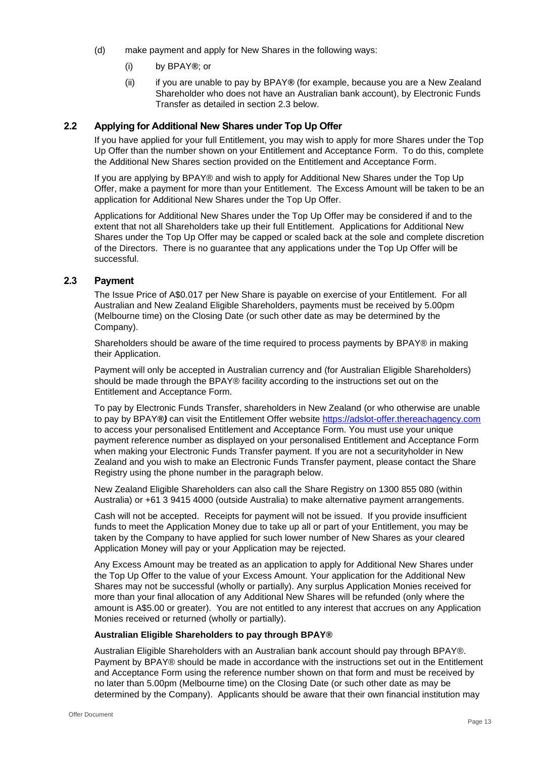(d) make payment and apply for New Shares in the following ways:

  (i) by BPAY**®**; or

  (ii) if you are unable to pay by BPAY**®** (for example, because you are a New Zealand Shareholder who does not have an Australian bank account), by Electronic Funds Transfer as detailed in section 2.3 below.

## 2.2 Applying for Additional New Shares under Top Up Offer

If you have applied for your full Entitlement, you may wish to apply for more Shares under the Top Up Offer than the number shown on your Entitlement and Acceptance Form. To do this, complete the Additional New Shares section provided on the Entitlement and Acceptance Form.

If you are applying by BPAY® and wish to apply for Additional New Shares under the Top Up Offer, make a payment for more than your Entitlement. The Excess Amount will be taken to be an application for Additional New Shares under the Top Up Offer.

Applications for Additional New Shares under the Top Up Offer may be considered if and to the extent that not all Shareholders take up their full Entitlement. Applications for Additional New Shares under the Top Up Offer may be capped or scaled back at the sole and complete discretion of the Directors. There is no guarantee that any applications under the Top Up Offer will be successful.

## 2.3 Payment

The Issue Price of A$0.017 per New Share is payable on exercise of your Entitlement. For all Australian and New Zealand Eligible Shareholders, payments must be received by 5.00pm (Melbourne time) on the Closing Date (or such other date as may be determined by the Company).

Shareholders should be aware of the time required to process payments by BPAY® in making their Application.

Payment will only be accepted in Australian currency and (for Australian Eligible Shareholders) should be made through the BPAY® facility according to the instructions set out on the Entitlement and Acceptance Form.

To pay by Electronic Funds Transfer, shareholders in New Zealand (or who otherwise are unable to pay by BPAY***®)*** can visit the Entitlement Offer website https://adslot-offer.thereachagency.com to access your personalised Entitlement and Acceptance Form. You must use your unique payment reference number as displayed on your personalised Entitlement and Acceptance Form when making your Electronic Funds Transfer payment. If you are not a securityholder in New Zealand and you wish to make an Electronic Funds Transfer payment, please contact the Share Registry using the phone number in the paragraph below.

New Zealand Eligible Shareholders can also call the Share Registry on 1300 855 080 (within Australia) or +61 3 9415 4000 (outside Australia) to make alternative payment arrangements.

Cash will not be accepted. Receipts for payment will not be issued. If you provide insufficient funds to meet the Application Money due to take up all or part of your Entitlement, you may be taken by the Company to have applied for such lower number of New Shares as your cleared Application Money will pay or your Application may be rejected.

Any Excess Amount may be treated as an application to apply for Additional New Shares under the Top Up Offer to the value of your Excess Amount. Your application for the Additional New Shares may not be successful (wholly or partially). Any surplus Application Monies received for more than your final allocation of any Additional New Shares will be refunded (only where the amount is A$5.00 or greater). You are not entitled to any interest that accrues on any Application Monies received or returned (wholly or partially).

**Australian Eligible Shareholders to pay through BPAY®**

Australian Eligible Shareholders with an Australian bank account should pay through BPAY®. Payment by BPAY® should be made in accordance with the instructions set out in the Entitlement and Acceptance Form using the reference number shown on that form and must be received by no later than 5.00pm (Melbourne time) on the Closing Date (or such other date as may be determined by the Company). Applicants should be aware that their own financial institution may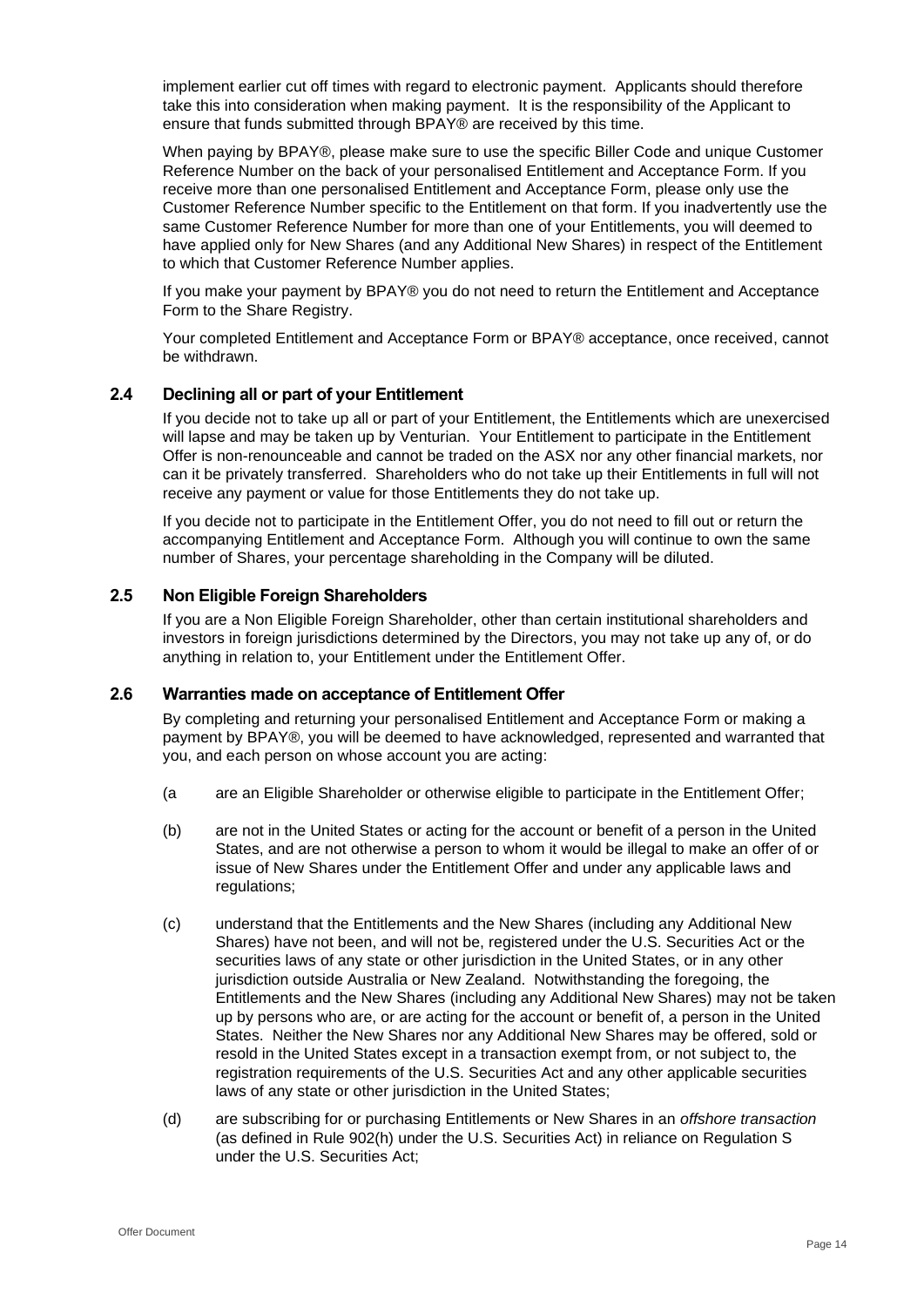implement earlier cut off times with regard to electronic payment. Applicants should therefore take this into consideration when making payment. It is the responsibility of the Applicant to ensure that funds submitted through BPAY® are received by this time.

When paying by BPAY®, please make sure to use the specific Biller Code and unique Customer Reference Number on the back of your personalised Entitlement and Acceptance Form. If you receive more than one personalised Entitlement and Acceptance Form, please only use the Customer Reference Number specific to the Entitlement on that form. If you inadvertently use the same Customer Reference Number for more than one of your Entitlements, you will deemed to have applied only for New Shares (and any Additional New Shares) in respect of the Entitlement to which that Customer Reference Number applies.

If you make your payment by BPAY® you do not need to return the Entitlement and Acceptance Form to the Share Registry.

Your completed Entitlement and Acceptance Form or BPAY® acceptance, once received, cannot be withdrawn.

### 2.4 Declining all or part of your Entitlement

If you decide not to take up all or part of your Entitlement, the Entitlements which are unexercised will lapse and may be taken up by Venturian. Your Entitlement to participate in the Entitlement Offer is non-renounceable and cannot be traded on the ASX nor any other financial markets, nor can it be privately transferred. Shareholders who do not take up their Entitlements in full will not receive any payment or value for those Entitlements they do not take up.

If you decide not to participate in the Entitlement Offer, you do not need to fill out or return the accompanying Entitlement and Acceptance Form. Although you will continue to own the same number of Shares, your percentage shareholding in the Company will be diluted.

### 2.5 Non Eligible Foreign Shareholders

If you are a Non Eligible Foreign Shareholder, other than certain institutional shareholders and investors in foreign jurisdictions determined by the Directors, you may not take up any of, or do anything in relation to, your Entitlement under the Entitlement Offer.

### 2.6 Warranties made on acceptance of Entitlement Offer

By completing and returning your personalised Entitlement and Acceptance Form or making a payment by BPAY®, you will be deemed to have acknowledged, represented and warranted that you, and each person on whose account you are acting:

(a are an Eligible Shareholder or otherwise eligible to participate in the Entitlement Offer;

(b) are not in the United States or acting for the account or benefit of a person in the United States, and are not otherwise a person to whom it would be illegal to make an offer of or issue of New Shares under the Entitlement Offer and under any applicable laws and regulations;

(c) understand that the Entitlements and the New Shares (including any Additional New Shares) have not been, and will not be, registered under the U.S. Securities Act or the securities laws of any state or other jurisdiction in the United States, or in any other jurisdiction outside Australia or New Zealand. Notwithstanding the foregoing, the Entitlements and the New Shares (including any Additional New Shares) may not be taken up by persons who are, or are acting for the account or benefit of, a person in the United States. Neither the New Shares nor any Additional New Shares may be offered, sold or resold in the United States except in a transaction exempt from, or not subject to, the registration requirements of the U.S. Securities Act and any other applicable securities laws of any state or other jurisdiction in the United States;

(d) are subscribing for or purchasing Entitlements or New Shares in an *offshore transaction* (as defined in Rule 902(h) under the U.S. Securities Act) in reliance on Regulation S under the U.S. Securities Act;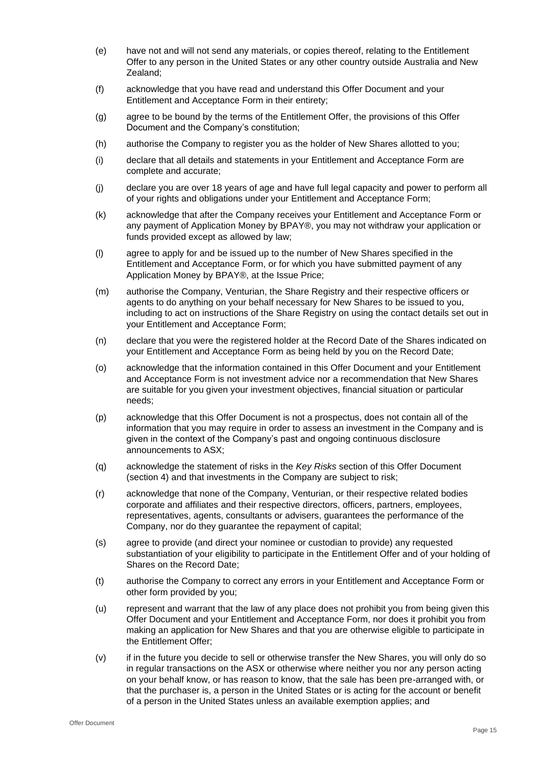(e) have not and will not send any materials, or copies thereof, relating to the Entitlement Offer to any person in the United States or any other country outside Australia and New Zealand;

(f) acknowledge that you have read and understand this Offer Document and your Entitlement and Acceptance Form in their entirety;

(g) agree to be bound by the terms of the Entitlement Offer, the provisions of this Offer Document and the Company's constitution;

(h) authorise the Company to register you as the holder of New Shares allotted to you;

(i) declare that all details and statements in your Entitlement and Acceptance Form are complete and accurate;

(j) declare you are over 18 years of age and have full legal capacity and power to perform all of your rights and obligations under your Entitlement and Acceptance Form;

(k) acknowledge that after the Company receives your Entitlement and Acceptance Form or any payment of Application Money by BPAY®, you may not withdraw your application or funds provided except as allowed by law;

(l) agree to apply for and be issued up to the number of New Shares specified in the Entitlement and Acceptance Form, or for which you have submitted payment of any Application Money by BPAY®, at the Issue Price;

(m) authorise the Company, Venturian, the Share Registry and their respective officers or agents to do anything on your behalf necessary for New Shares to be issued to you, including to act on instructions of the Share Registry on using the contact details set out in your Entitlement and Acceptance Form;

(n) declare that you were the registered holder at the Record Date of the Shares indicated on your Entitlement and Acceptance Form as being held by you on the Record Date;

(o) acknowledge that the information contained in this Offer Document and your Entitlement and Acceptance Form is not investment advice nor a recommendation that New Shares are suitable for you given your investment objectives, financial situation or particular needs;

(p) acknowledge that this Offer Document is not a prospectus, does not contain all of the information that you may require in order to assess an investment in the Company and is given in the context of the Company's past and ongoing continuous disclosure announcements to ASX;

(q) acknowledge the statement of risks in the *Key Risks* section of this Offer Document (section 4) and that investments in the Company are subject to risk;

(r) acknowledge that none of the Company, Venturian, or their respective related bodies corporate and affiliates and their respective directors, officers, partners, employees, representatives, agents, consultants or advisers, guarantees the performance of the Company, nor do they guarantee the repayment of capital;

(s) agree to provide (and direct your nominee or custodian to provide) any requested substantiation of your eligibility to participate in the Entitlement Offer and of your holding of Shares on the Record Date;

(t) authorise the Company to correct any errors in your Entitlement and Acceptance Form or other form provided by you;

(u) represent and warrant that the law of any place does not prohibit you from being given this Offer Document and your Entitlement and Acceptance Form, nor does it prohibit you from making an application for New Shares and that you are otherwise eligible to participate in the Entitlement Offer;

(v) if in the future you decide to sell or otherwise transfer the New Shares, you will only do so in regular transactions on the ASX or otherwise where neither you nor any person acting on your behalf know, or has reason to know, that the sale has been pre-arranged with, or that the purchaser is, a person in the United States or is acting for the account or benefit of a person in the United States unless an available exemption applies; and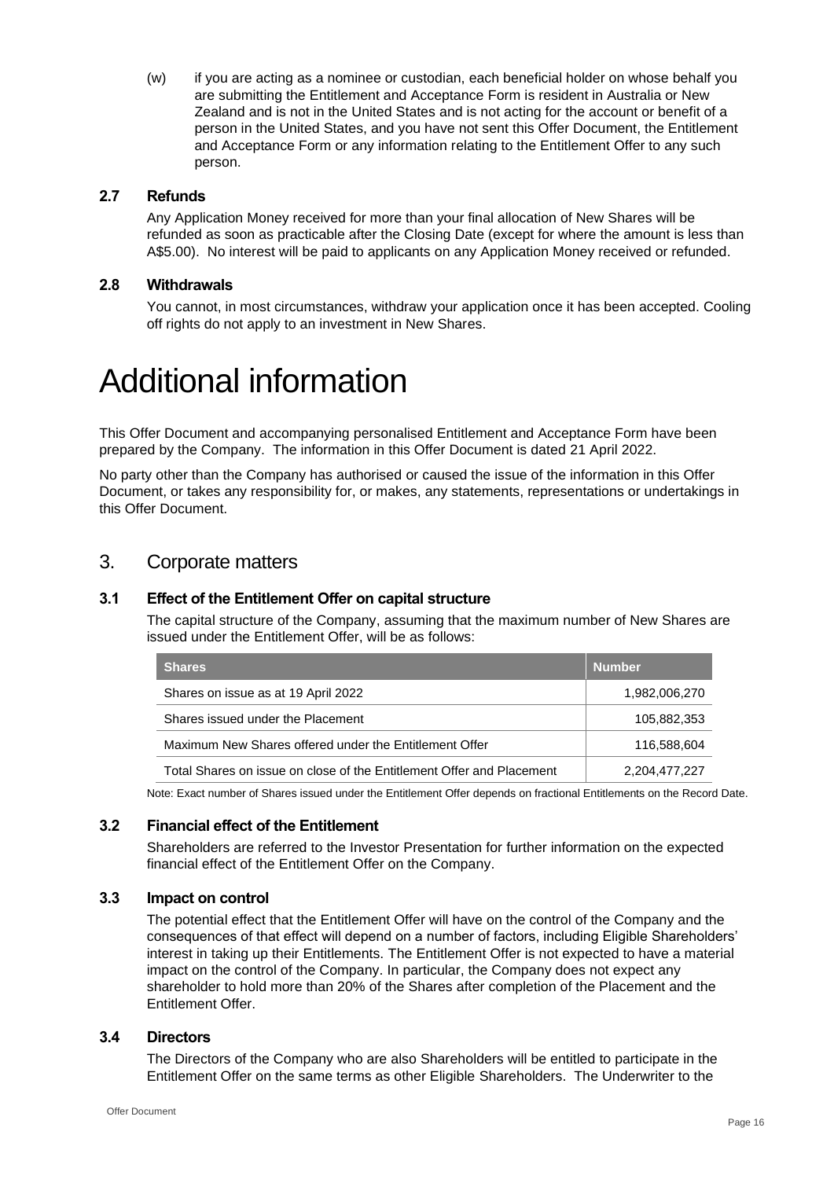(w) if you are acting as a nominee or custodian, each beneficial holder on whose behalf you are submitting the Entitlement and Acceptance Form is resident in Australia or New Zealand and is not in the United States and is not acting for the account or benefit of a person in the United States, and you have not sent this Offer Document, the Entitlement and Acceptance Form or any information relating to the Entitlement Offer to any such person.

### 2.7 Refunds

Any Application Money received for more than your final allocation of New Shares will be refunded as soon as practicable after the Closing Date (except for where the amount is less than A$5.00). No interest will be paid to applicants on any Application Money received or refunded.

### 2.8 Withdrawals

You cannot, in most circumstances, withdraw your application once it has been accepted. Cooling off rights do not apply to an investment in New Shares.

# Additional information

This Offer Document and accompanying personalised Entitlement and Acceptance Form have been prepared by the Company. The information in this Offer Document is dated 21 April 2022.

No party other than the Company has authorised or caused the issue of the information in this Offer Document, or takes any responsibility for, or makes, any statements, representations or undertakings in this Offer Document.

## 3. Corporate matters

### 3.1 Effect of the Entitlement Offer on capital structure

The capital structure of the Company, assuming that the maximum number of New Shares are issued under the Entitlement Offer, will be as follows:

| Shares | Number |
|---|---|
| Shares on issue as at 19 April 2022 | 1,982,006,270 |
| Shares issued under the Placement | 105,882,353 |
| Maximum New Shares offered under the Entitlement Offer | 116,588,604 |
| Total Shares on issue on close of the Entitlement Offer and Placement | 2,204,477,227 |

Note: Exact number of Shares issued under the Entitlement Offer depends on fractional Entitlements on the Record Date.

### 3.2 Financial effect of the Entitlement

Shareholders are referred to the Investor Presentation for further information on the expected financial effect of the Entitlement Offer on the Company.

### 3.3 Impact on control

The potential effect that the Entitlement Offer will have on the control of the Company and the consequences of that effect will depend on a number of factors, including Eligible Shareholders' interest in taking up their Entitlements. The Entitlement Offer is not expected to have a material impact on the control of the Company. In particular, the Company does not expect any shareholder to hold more than 20% of the Shares after completion of the Placement and the Entitlement Offer.

### 3.4 Directors

The Directors of the Company who are also Shareholders will be entitled to participate in the Entitlement Offer on the same terms as other Eligible Shareholders. The Underwriter to the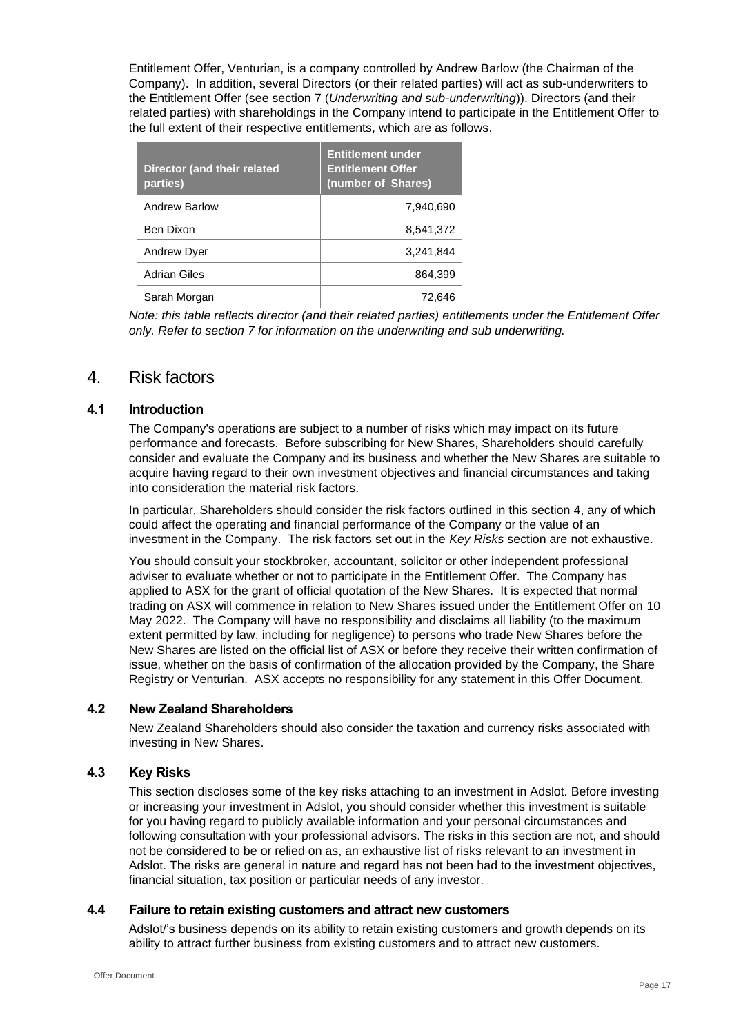Entitlement Offer, Venturian, is a company controlled by Andrew Barlow (the Chairman of the Company). In addition, several Directors (or their related parties) will act as sub-underwriters to the Entitlement Offer (see section 7 (*Underwriting and sub-underwriting*)). Directors (and their related parties) with shareholdings in the Company intend to participate in the Entitlement Offer to the full extent of their respective entitlements, which are as follows.

| Director (and their related parties) | Entitlement under Entitlement Offer (number of Shares) |
|---|---:|
| Andrew Barlow | 7,940,690 |
| Ben Dixon | 8,541,372 |
| Andrew Dyer | 3,241,844 |
| Adrian Giles | 864,399 |
| Sarah Morgan | 72,646 |

*Note: this table reflects director (and their related parties) entitlements under the Entitlement Offer only. Refer to section 7 for information on the underwriting and sub underwriting.*

# 4. Risk factors

## 4.1 Introduction

The Company's operations are subject to a number of risks which may impact on its future performance and forecasts. Before subscribing for New Shares, Shareholders should carefully consider and evaluate the Company and its business and whether the New Shares are suitable to acquire having regard to their own investment objectives and financial circumstances and taking into consideration the material risk factors.

In particular, Shareholders should consider the risk factors outlined in this section 4, any of which could affect the operating and financial performance of the Company or the value of an investment in the Company. The risk factors set out in the *Key Risks* section are not exhaustive.

You should consult your stockbroker, accountant, solicitor or other independent professional adviser to evaluate whether or not to participate in the Entitlement Offer. The Company has applied to ASX for the grant of official quotation of the New Shares. It is expected that normal trading on ASX will commence in relation to New Shares issued under the Entitlement Offer on 10 May 2022. The Company will have no responsibility and disclaims all liability (to the maximum extent permitted by law, including for negligence) to persons who trade New Shares before the New Shares are listed on the official list of ASX or before they receive their written confirmation of issue, whether on the basis of confirmation of the allocation provided by the Company, the Share Registry or Venturian. ASX accepts no responsibility for any statement in this Offer Document.

## 4.2 New Zealand Shareholders

New Zealand Shareholders should also consider the taxation and currency risks associated with investing in New Shares.

## 4.3 Key Risks

This section discloses some of the key risks attaching to an investment in Adslot. Before investing or increasing your investment in Adslot, you should consider whether this investment is suitable for you having regard to publicly available information and your personal circumstances and following consultation with your professional advisors. The risks in this section are not, and should not be considered to be or relied on as, an exhaustive list of risks relevant to an investment in Adslot. The risks are general in nature and regard has not been had to the investment objectives, financial situation, tax position or particular needs of any investor.

## 4.4 Failure to retain existing customers and attract new customers

Adslot/'s business depends on its ability to retain existing customers and growth depends on its ability to attract further business from existing customers and to attract new customers.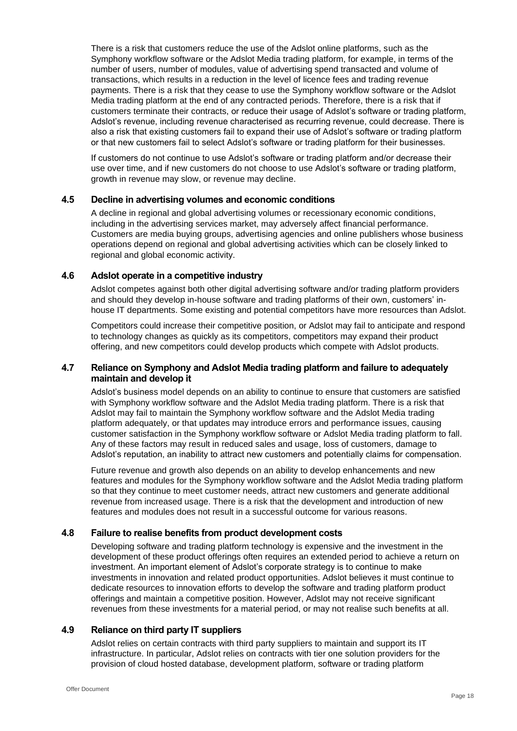There is a risk that customers reduce the use of the Adslot online platforms, such as the Symphony workflow software or the Adslot Media trading platform, for example, in terms of the number of users, number of modules, value of advertising spend transacted and volume of transactions, which results in a reduction in the level of licence fees and trading revenue payments. There is a risk that they cease to use the Symphony workflow software or the Adslot Media trading platform at the end of any contracted periods. Therefore, there is a risk that if customers terminate their contracts, or reduce their usage of Adslot's software or trading platform, Adslot's revenue, including revenue characterised as recurring revenue, could decrease. There is also a risk that existing customers fail to expand their use of Adslot's software or trading platform or that new customers fail to select Adslot's software or trading platform for their businesses.

If customers do not continue to use Adslot's software or trading platform and/or decrease their use over time, and if new customers do not choose to use Adslot's software or trading platform, growth in revenue may slow, or revenue may decline.

### 4.5 Decline in advertising volumes and economic conditions

A decline in regional and global advertising volumes or recessionary economic conditions, including in the advertising services market, may adversely affect financial performance. Customers are media buying groups, advertising agencies and online publishers whose business operations depend on regional and global advertising activities which can be closely linked to regional and global economic activity.

### 4.6 Adslot operate in a competitive industry

Adslot competes against both other digital advertising software and/or trading platform providers and should they develop in-house software and trading platforms of their own, customers' in-house IT departments. Some existing and potential competitors have more resources than Adslot.

Competitors could increase their competitive position, or Adslot may fail to anticipate and respond to technology changes as quickly as its competitors, competitors may expand their product offering, and new competitors could develop products which compete with Adslot products.

### 4.7 Reliance on Symphony and Adslot Media trading platform and failure to adequately maintain and develop it

Adslot's business model depends on an ability to continue to ensure that customers are satisfied with Symphony workflow software and the Adslot Media trading platform. There is a risk that Adslot may fail to maintain the Symphony workflow software and the Adslot Media trading platform adequately, or that updates may introduce errors and performance issues, causing customer satisfaction in the Symphony workflow software or Adslot Media trading platform to fall. Any of these factors may result in reduced sales and usage, loss of customers, damage to Adslot's reputation, an inability to attract new customers and potentially claims for compensation.

Future revenue and growth also depends on an ability to develop enhancements and new features and modules for the Symphony workflow software and the Adslot Media trading platform so that they continue to meet customer needs, attract new customers and generate additional revenue from increased usage. There is a risk that the development and introduction of new features and modules does not result in a successful outcome for various reasons.

### 4.8 Failure to realise benefits from product development costs

Developing software and trading platform technology is expensive and the investment in the development of these product offerings often requires an extended period to achieve a return on investment. An important element of Adslot's corporate strategy is to continue to make investments in innovation and related product opportunities. Adslot believes it must continue to dedicate resources to innovation efforts to develop the software and trading platform product offerings and maintain a competitive position. However, Adslot may not receive significant revenues from these investments for a material period, or may not realise such benefits at all.

### 4.9 Reliance on third party IT suppliers

Adslot relies on certain contracts with third party suppliers to maintain and support its IT infrastructure. In particular, Adslot relies on contracts with tier one solution providers for the provision of cloud hosted database, development platform, software or trading platform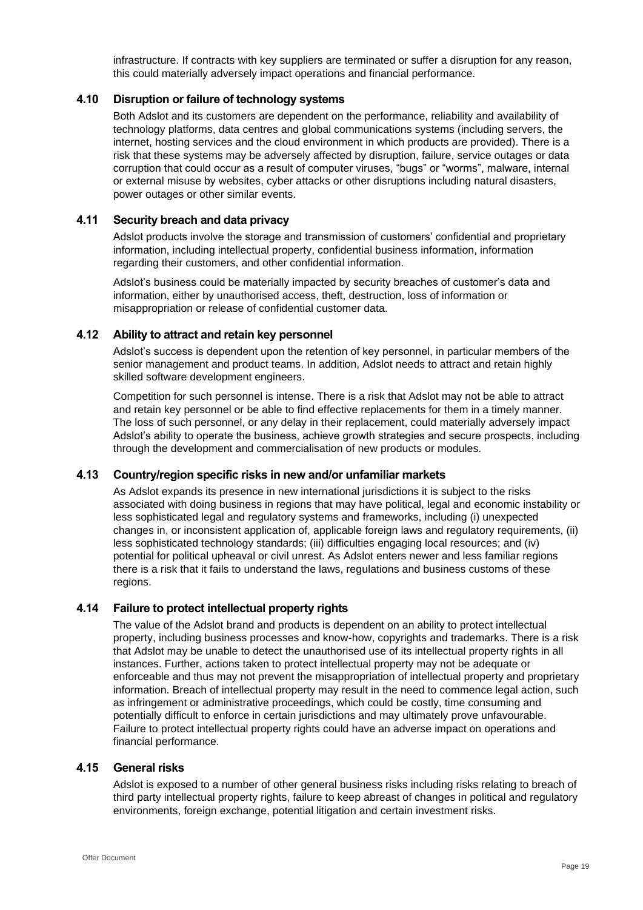infrastructure. If contracts with key suppliers are terminated or suffer a disruption for any reason, this could materially adversely impact operations and financial performance.

### 4.10 Disruption or failure of technology systems

Both Adslot and its customers are dependent on the performance, reliability and availability of technology platforms, data centres and global communications systems (including servers, the internet, hosting services and the cloud environment in which products are provided). There is a risk that these systems may be adversely affected by disruption, failure, service outages or data corruption that could occur as a result of computer viruses, "bugs" or "worms", malware, internal or external misuse by websites, cyber attacks or other disruptions including natural disasters, power outages or other similar events.

### 4.11 Security breach and data privacy

Adslot products involve the storage and transmission of customers' confidential and proprietary information, including intellectual property, confidential business information, information regarding their customers, and other confidential information.

Adslot's business could be materially impacted by security breaches of customer's data and information, either by unauthorised access, theft, destruction, loss of information or misappropriation or release of confidential customer data.

### 4.12 Ability to attract and retain key personnel

Adslot's success is dependent upon the retention of key personnel, in particular members of the senior management and product teams. In addition, Adslot needs to attract and retain highly skilled software development engineers.

Competition for such personnel is intense. There is a risk that Adslot may not be able to attract and retain key personnel or be able to find effective replacements for them in a timely manner. The loss of such personnel, or any delay in their replacement, could materially adversely impact Adslot's ability to operate the business, achieve growth strategies and secure prospects, including through the development and commercialisation of new products or modules.

### 4.13 Country/region specific risks in new and/or unfamiliar markets

As Adslot expands its presence in new international jurisdictions it is subject to the risks associated with doing business in regions that may have political, legal and economic instability or less sophisticated legal and regulatory systems and frameworks, including (i) unexpected changes in, or inconsistent application of, applicable foreign laws and regulatory requirements, (ii) less sophisticated technology standards; (iii) difficulties engaging local resources; and (iv) potential for political upheaval or civil unrest. As Adslot enters newer and less familiar regions there is a risk that it fails to understand the laws, regulations and business customs of these regions.

### 4.14 Failure to protect intellectual property rights

The value of the Adslot brand and products is dependent on an ability to protect intellectual property, including business processes and know-how, copyrights and trademarks. There is a risk that Adslot may be unable to detect the unauthorised use of its intellectual property rights in all instances. Further, actions taken to protect intellectual property may not be adequate or enforceable and thus may not prevent the misappropriation of intellectual property and proprietary information. Breach of intellectual property may result in the need to commence legal action, such as infringement or administrative proceedings, which could be costly, time consuming and potentially difficult to enforce in certain jurisdictions and may ultimately prove unfavourable. Failure to protect intellectual property rights could have an adverse impact on operations and financial performance.

### 4.15 General risks

Adslot is exposed to a number of other general business risks including risks relating to breach of third party intellectual property rights, failure to keep abreast of changes in political and regulatory environments, foreign exchange, potential litigation and certain investment risks.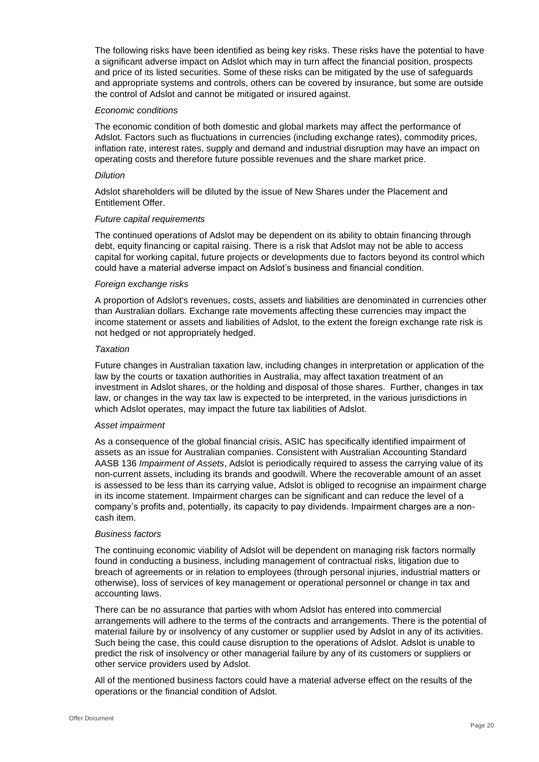The following risks have been identified as being key risks. These risks have the potential to have a significant adverse impact on Adslot which may in turn affect the financial position, prospects and price of its listed securities. Some of these risks can be mitigated by the use of safeguards and appropriate systems and controls, others can be covered by insurance, but some are outside the control of Adslot and cannot be mitigated or insured against.

*Economic conditions*

The economic condition of both domestic and global markets may affect the performance of Adslot. Factors such as fluctuations in currencies (including exchange rates), commodity prices, inflation rate, interest rates, supply and demand and industrial disruption may have an impact on operating costs and therefore future possible revenues and the share market price.

*Dilution*

Adslot shareholders will be diluted by the issue of New Shares under the Placement and Entitlement Offer.

*Future capital requirements*

The continued operations of Adslot may be dependent on its ability to obtain financing through debt, equity financing or capital raising. There is a risk that Adslot may not be able to access capital for working capital, future projects or developments due to factors beyond its control which could have a material adverse impact on Adslot's business and financial condition.

*Foreign exchange risks*

A proportion of Adslot's revenues, costs, assets and liabilities are denominated in currencies other than Australian dollars. Exchange rate movements affecting these currencies may impact the income statement or assets and liabilities of Adslot, to the extent the foreign exchange rate risk is not hedged or not appropriately hedged.

*Taxation*

Future changes in Australian taxation law, including changes in interpretation or application of the law by the courts or taxation authorities in Australia, may affect taxation treatment of an investment in Adslot shares, or the holding and disposal of those shares. Further, changes in tax law, or changes in the way tax law is expected to be interpreted, in the various jurisdictions in which Adslot operates, may impact the future tax liabilities of Adslot.

*Asset impairment*

As a consequence of the global financial crisis, ASIC has specifically identified impairment of assets as an issue for Australian companies. Consistent with Australian Accounting Standard AASB 136 *Impairment of Assets*, Adslot is periodically required to assess the carrying value of its non-current assets, including its brands and goodwill. Where the recoverable amount of an asset is assessed to be less than its carrying value, Adslot is obliged to recognise an impairment charge in its income statement. Impairment charges can be significant and can reduce the level of a company's profits and, potentially, its capacity to pay dividends. Impairment charges are a non-cash item.

*Business factors*

The continuing economic viability of Adslot will be dependent on managing risk factors normally found in conducting a business, including management of contractual risks, litigation due to breach of agreements or in relation to employees (through personal injuries, industrial matters or otherwise), loss of services of key management or operational personnel or change in tax and accounting laws.

There can be no assurance that parties with whom Adslot has entered into commercial arrangements will adhere to the terms of the contracts and arrangements. There is the potential of material failure by or insolvency of any customer or supplier used by Adslot in any of its activities. Such being the case, this could cause disruption to the operations of Adslot. Adslot is unable to predict the risk of insolvency or other managerial failure by any of its customers or suppliers or other service providers used by Adslot.

All of the mentioned business factors could have a material adverse effect on the results of the operations or the financial condition of Adslot.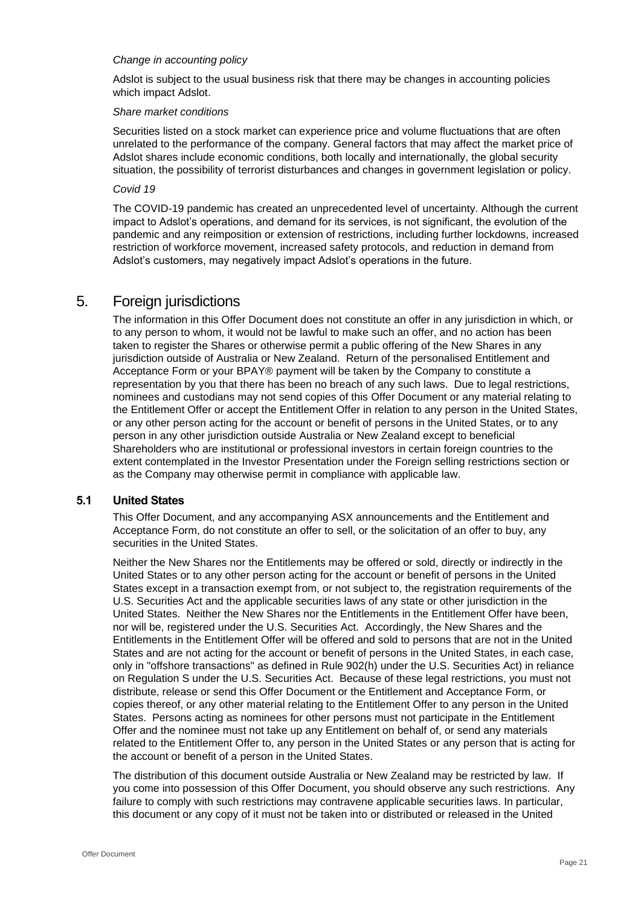*Change in accounting policy*

Adslot is subject to the usual business risk that there may be changes in accounting policies which impact Adslot.

*Share market conditions*

Securities listed on a stock market can experience price and volume fluctuations that are often unrelated to the performance of the company. General factors that may affect the market price of Adslot shares include economic conditions, both locally and internationally, the global security situation, the possibility of terrorist disturbances and changes in government legislation or policy.

*Covid 19*

The COVID-19 pandemic has created an unprecedented level of uncertainty. Although the current impact to Adslot's operations, and demand for its services, is not significant, the evolution of the pandemic and any reimposition or extension of restrictions, including further lockdowns, increased restriction of workforce movement, increased safety protocols, and reduction in demand from Adslot's customers, may negatively impact Adslot's operations in the future.

# 5. Foreign jurisdictions

The information in this Offer Document does not constitute an offer in any jurisdiction in which, or to any person to whom, it would not be lawful to make such an offer, and no action has been taken to register the Shares or otherwise permit a public offering of the New Shares in any jurisdiction outside of Australia or New Zealand. Return of the personalised Entitlement and Acceptance Form or your BPAY® payment will be taken by the Company to constitute a representation by you that there has been no breach of any such laws. Due to legal restrictions, nominees and custodians may not send copies of this Offer Document or any material relating to the Entitlement Offer or accept the Entitlement Offer in relation to any person in the United States, or any other person acting for the account or benefit of persons in the United States, or to any person in any other jurisdiction outside Australia or New Zealand except to beneficial Shareholders who are institutional or professional investors in certain foreign countries to the extent contemplated in the Investor Presentation under the Foreign selling restrictions section or as the Company may otherwise permit in compliance with applicable law.

## 5.1 United States

This Offer Document, and any accompanying ASX announcements and the Entitlement and Acceptance Form, do not constitute an offer to sell, or the solicitation of an offer to buy, any securities in the United States.

Neither the New Shares nor the Entitlements may be offered or sold, directly or indirectly in the United States or to any other person acting for the account or benefit of persons in the United States except in a transaction exempt from, or not subject to, the registration requirements of the U.S. Securities Act and the applicable securities laws of any state or other jurisdiction in the United States. Neither the New Shares nor the Entitlements in the Entitlement Offer have been, nor will be, registered under the U.S. Securities Act. Accordingly, the New Shares and the Entitlements in the Entitlement Offer will be offered and sold to persons that are not in the United States and are not acting for the account or benefit of persons in the United States, in each case, only in "offshore transactions" as defined in Rule 902(h) under the U.S. Securities Act) in reliance on Regulation S under the U.S. Securities Act. Because of these legal restrictions, you must not distribute, release or send this Offer Document or the Entitlement and Acceptance Form, or copies thereof, or any other material relating to the Entitlement Offer to any person in the United States. Persons acting as nominees for other persons must not participate in the Entitlement Offer and the nominee must not take up any Entitlement on behalf of, or send any materials related to the Entitlement Offer to, any person in the United States or any person that is acting for the account or benefit of a person in the United States.

The distribution of this document outside Australia or New Zealand may be restricted by law. If you come into possession of this Offer Document, you should observe any such restrictions. Any failure to comply with such restrictions may contravene applicable securities laws. In particular, this document or any copy of it must not be taken into or distributed or released in the United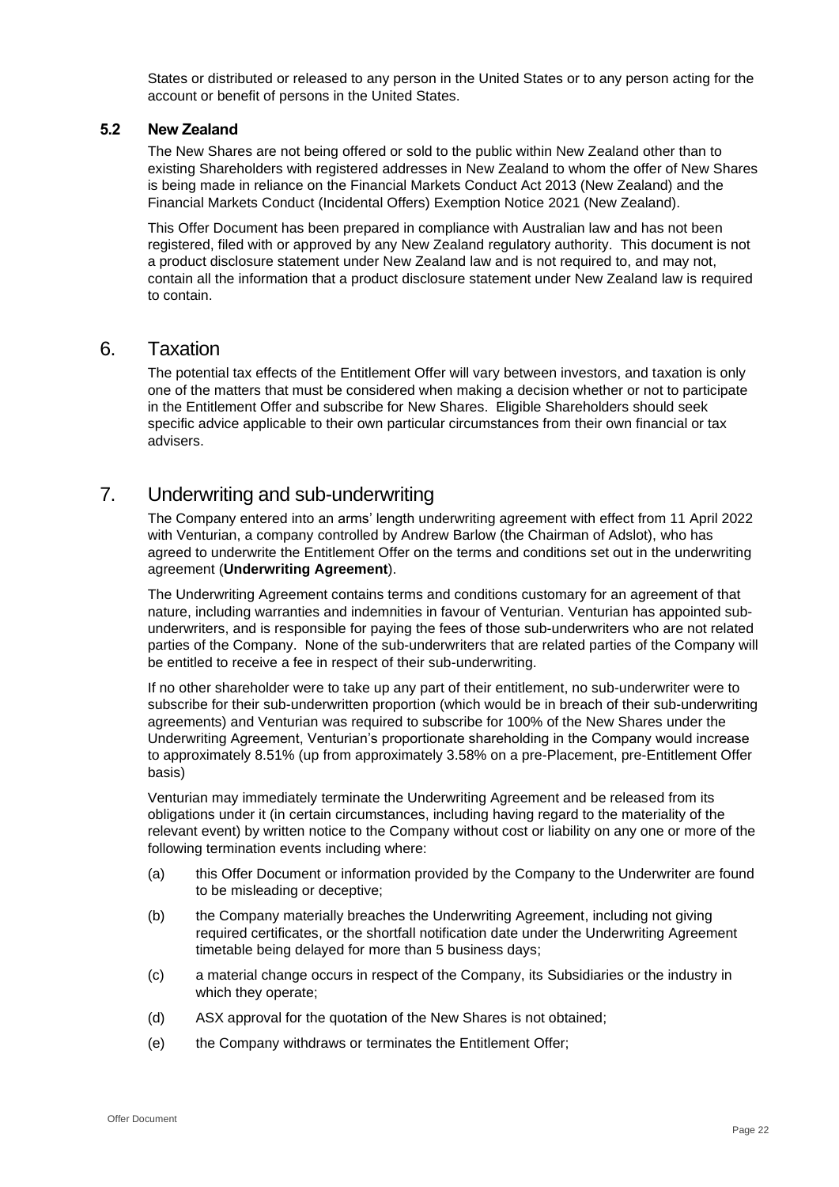States or distributed or released to any person in the United States or to any person acting for the account or benefit of persons in the United States.

### 5.2 New Zealand

The New Shares are not being offered or sold to the public within New Zealand other than to existing Shareholders with registered addresses in New Zealand to whom the offer of New Shares is being made in reliance on the Financial Markets Conduct Act 2013 (New Zealand) and the Financial Markets Conduct (Incidental Offers) Exemption Notice 2021 (New Zealand).

This Offer Document has been prepared in compliance with Australian law and has not been registered, filed with or approved by any New Zealand regulatory authority. This document is not a product disclosure statement under New Zealand law and is not required to, and may not, contain all the information that a product disclosure statement under New Zealand law is required to contain.

## 6. Taxation

The potential tax effects of the Entitlement Offer will vary between investors, and taxation is only one of the matters that must be considered when making a decision whether or not to participate in the Entitlement Offer and subscribe for New Shares. Eligible Shareholders should seek specific advice applicable to their own particular circumstances from their own financial or tax advisers.

## 7. Underwriting and sub-underwriting

The Company entered into an arms' length underwriting agreement with effect from 11 April 2022 with Venturian, a company controlled by Andrew Barlow (the Chairman of Adslot), who has agreed to underwrite the Entitlement Offer on the terms and conditions set out in the underwriting agreement (**Underwriting Agreement**).

The Underwriting Agreement contains terms and conditions customary for an agreement of that nature, including warranties and indemnities in favour of Venturian. Venturian has appointed sub-underwriters, and is responsible for paying the fees of those sub-underwriters who are not related parties of the Company. None of the sub-underwriters that are related parties of the Company will be entitled to receive a fee in respect of their sub-underwriting.

If no other shareholder were to take up any part of their entitlement, no sub-underwriter were to subscribe for their sub-underwritten proportion (which would be in breach of their sub-underwriting agreements) and Venturian was required to subscribe for 100% of the New Shares under the Underwriting Agreement, Venturian's proportionate shareholding in the Company would increase to approximately 8.51% (up from approximately 3.58% on a pre-Placement, pre-Entitlement Offer basis)

Venturian may immediately terminate the Underwriting Agreement and be released from its obligations under it (in certain circumstances, including having regard to the materiality of the relevant event) by written notice to the Company without cost or liability on any one or more of the following termination events including where:

(a) this Offer Document or information provided by the Company to the Underwriter are found to be misleading or deceptive;

(b) the Company materially breaches the Underwriting Agreement, including not giving required certificates, or the shortfall notification date under the Underwriting Agreement timetable being delayed for more than 5 business days;

(c) a material change occurs in respect of the Company, its Subsidiaries or the industry in which they operate;

(d) ASX approval for the quotation of the New Shares is not obtained;

(e) the Company withdraws or terminates the Entitlement Offer;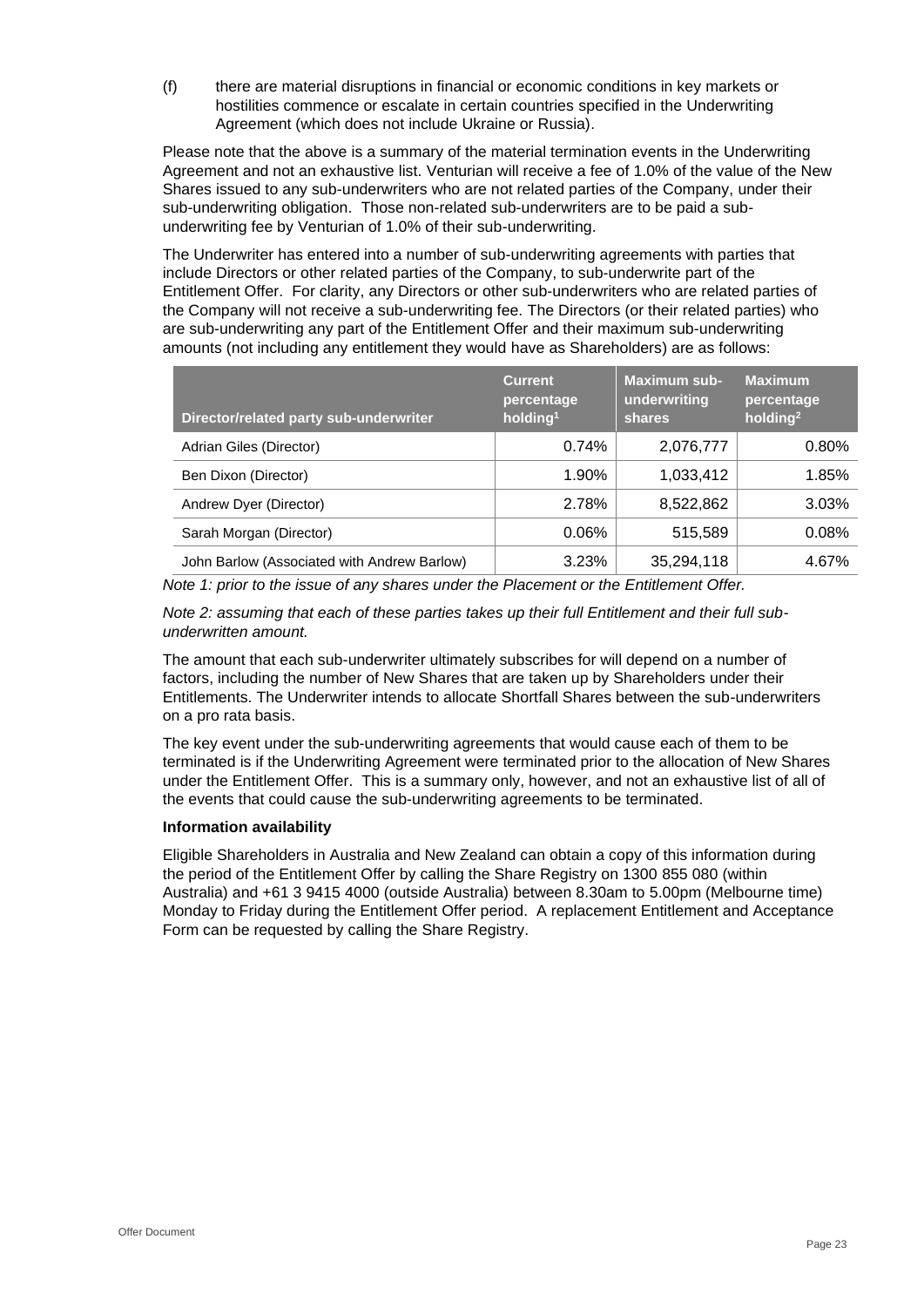(f) there are material disruptions in financial or economic conditions in key markets or hostilities commence or escalate in certain countries specified in the Underwriting Agreement (which does not include Ukraine or Russia).

Please note that the above is a summary of the material termination events in the Underwriting Agreement and not an exhaustive list. Venturian will receive a fee of 1.0% of the value of the New Shares issued to any sub-underwriters who are not related parties of the Company, under their sub-underwriting obligation. Those non-related sub-underwriters are to be paid a sub-underwriting fee by Venturian of 1.0% of their sub-underwriting.

The Underwriter has entered into a number of sub-underwriting agreements with parties that include Directors or other related parties of the Company, to sub-underwrite part of the Entitlement Offer. For clarity, any Directors or other sub-underwriters who are related parties of the Company will not receive a sub-underwriting fee. The Directors (or their related parties) who are sub-underwriting any part of the Entitlement Offer and their maximum sub-underwriting amounts (not including any entitlement they would have as Shareholders) are as follows:

| Director/related party sub-underwriter | Current percentage holding[1] | Maximum sub-underwriting shares | Maximum percentage holding[2] |
|---|---|---|---|
| Adrian Giles (Director) | 0.74% | 2,076,777 | 0.80% |
| Ben Dixon (Director) | 1.90% | 1,033,412 | 1.85% |
| Andrew Dyer (Director) | 2.78% | 8,522,862 | 3.03% |
| Sarah Morgan (Director) | 0.06% | 515,589 | 0.08% |
| John Barlow (Associated with Andrew Barlow) | 3.23% | 35,294,118 | 4.67% |

*Note 1: prior to the issue of any shares under the Placement or the Entitlement Offer.*

*Note 2: assuming that each of these parties takes up their full Entitlement and their full sub-underwritten amount.*

The amount that each sub-underwriter ultimately subscribes for will depend on a number of factors, including the number of New Shares that are taken up by Shareholders under their Entitlements. The Underwriter intends to allocate Shortfall Shares between the sub-underwriters on a pro rata basis.

The key event under the sub-underwriting agreements that would cause each of them to be terminated is if the Underwriting Agreement were terminated prior to the allocation of New Shares under the Entitlement Offer. This is a summary only, however, and not an exhaustive list of all of the events that could cause the sub-underwriting agreements to be terminated.

**Information availability**

Eligible Shareholders in Australia and New Zealand can obtain a copy of this information during the period of the Entitlement Offer by calling the Share Registry on 1300 855 080 (within Australia) and +61 3 9415 4000 (outside Australia) between 8.30am to 5.00pm (Melbourne time) Monday to Friday during the Entitlement Offer period. A replacement Entitlement and Acceptance Form can be requested by calling the Share Registry.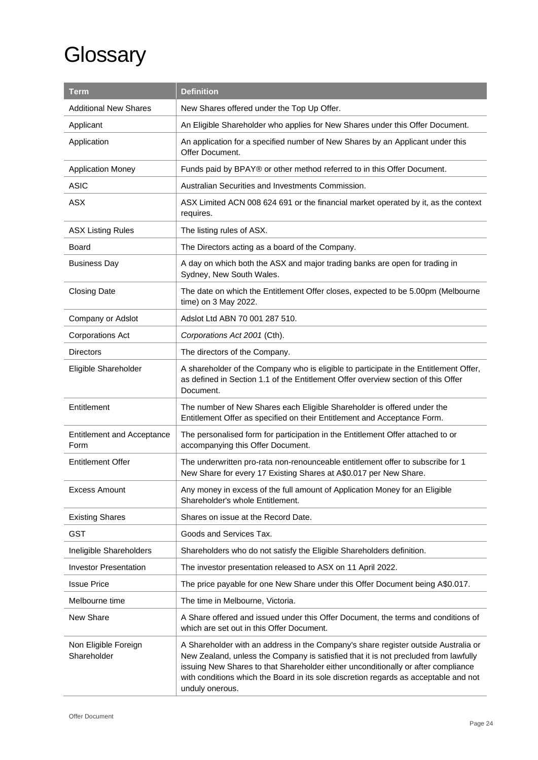# Glossary

| Term | Definition |
| --- | --- |
| Additional New Shares | New Shares offered under the Top Up Offer. |
| Applicant | An Eligible Shareholder who applies for New Shares under this Offer Document. |
| Application | An application for a specified number of New Shares by an Applicant under this Offer Document. |
| Application Money | Funds paid by BPAY® or other method referred to in this Offer Document. |
| ASIC | Australian Securities and Investments Commission. |
| ASX | ASX Limited ACN 008 624 691 or the financial market operated by it, as the context requires. |
| ASX Listing Rules | The listing rules of ASX. |
| Board | The Directors acting as a board of the Company. |
| Business Day | A day on which both the ASX and major trading banks are open for trading in Sydney, New South Wales. |
| Closing Date | The date on which the Entitlement Offer closes, expected to be 5.00pm (Melbourne time) on 3 May 2022. |
| Company or Adslot | Adslot Ltd ABN 70 001 287 510. |
| Corporations Act | *Corporations Act 2001* (Cth). |
| Directors | The directors of the Company. |
| Eligible Shareholder | A shareholder of the Company who is eligible to participate in the Entitlement Offer, as defined in Section 1.1 of the Entitlement Offer overview section of this Offer Document. |
| Entitlement | The number of New Shares each Eligible Shareholder is offered under the Entitlement Offer as specified on their Entitlement and Acceptance Form. |
| Entitlement and Acceptance Form | The personalised form for participation in the Entitlement Offer attached to or accompanying this Offer Document. |
| Entitlement Offer | The underwritten pro-rata non-renounceable entitlement offer to subscribe for 1 New Share for every 17 Existing Shares at A$0.017 per New Share. |
| Excess Amount | Any money in excess of the full amount of Application Money for an Eligible Shareholder's whole Entitlement. |
| Existing Shares | Shares on issue at the Record Date. |
| GST | Goods and Services Tax. |
| Ineligible Shareholders | Shareholders who do not satisfy the Eligible Shareholders definition. |
| Investor Presentation | The investor presentation released to ASX on 11 April 2022. |
| Issue Price | The price payable for one New Share under this Offer Document being A$0.017. |
| Melbourne time | The time in Melbourne, Victoria. |
| New Share | A Share offered and issued under this Offer Document, the terms and conditions of which are set out in this Offer Document. |
| Non Eligible Foreign Shareholder | A Shareholder with an address in the Company's share register outside Australia or New Zealand, unless the Company is satisfied that it is not precluded from lawfully issuing New Shares to that Shareholder either unconditionally or after compliance with conditions which the Board in its sole discretion regards as acceptable and not unduly onerous. |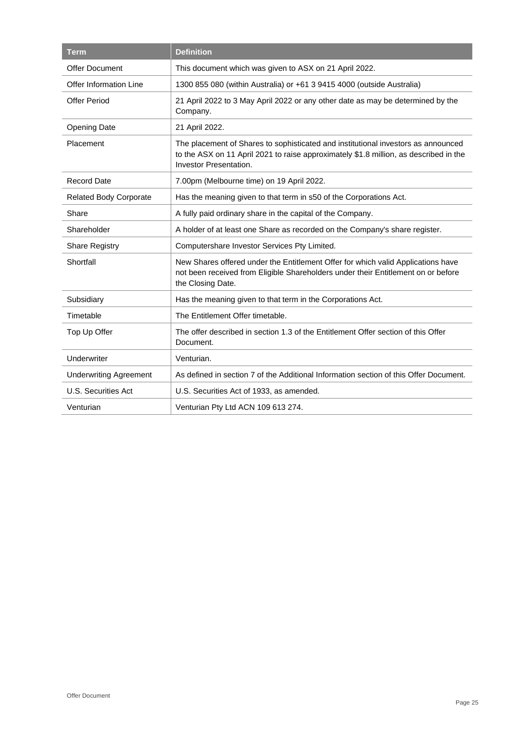| Term | Definition |
| --- | --- |
| Offer Document | This document which was given to ASX on 21 April 2022. |
| Offer Information Line | 1300 855 080 (within Australia) or +61 3 9415 4000 (outside Australia) |
| Offer Period | 21 April 2022 to 3 May April 2022 or any other date as may be determined by the Company. |
| Opening Date | 21 April 2022. |
| Placement | The placement of Shares to sophisticated and institutional investors as announced to the ASX on 11 April 2021 to raise approximately $1.8 million, as described in the Investor Presentation. |
| Record Date | 7.00pm (Melbourne time) on 19 April 2022. |
| Related Body Corporate | Has the meaning given to that term in s50 of the Corporations Act. |
| Share | A fully paid ordinary share in the capital of the Company. |
| Shareholder | A holder of at least one Share as recorded on the Company's share register. |
| Share Registry | Computershare Investor Services Pty Limited. |
| Shortfall | New Shares offered under the Entitlement Offer for which valid Applications have not been received from Eligible Shareholders under their Entitlement on or before the Closing Date. |
| Subsidiary | Has the meaning given to that term in the Corporations Act. |
| Timetable | The Entitlement Offer timetable. |
| Top Up Offer | The offer described in section 1.3 of the Entitlement Offer section of this Offer Document. |
| Underwriter | Venturian. |
| Underwriting Agreement | As defined in section 7 of the Additional Information section of this Offer Document. |
| U.S. Securities Act | U.S. Securities Act of 1933, as amended. |
| Venturian | Venturian Pty Ltd ACN 109 613 274. |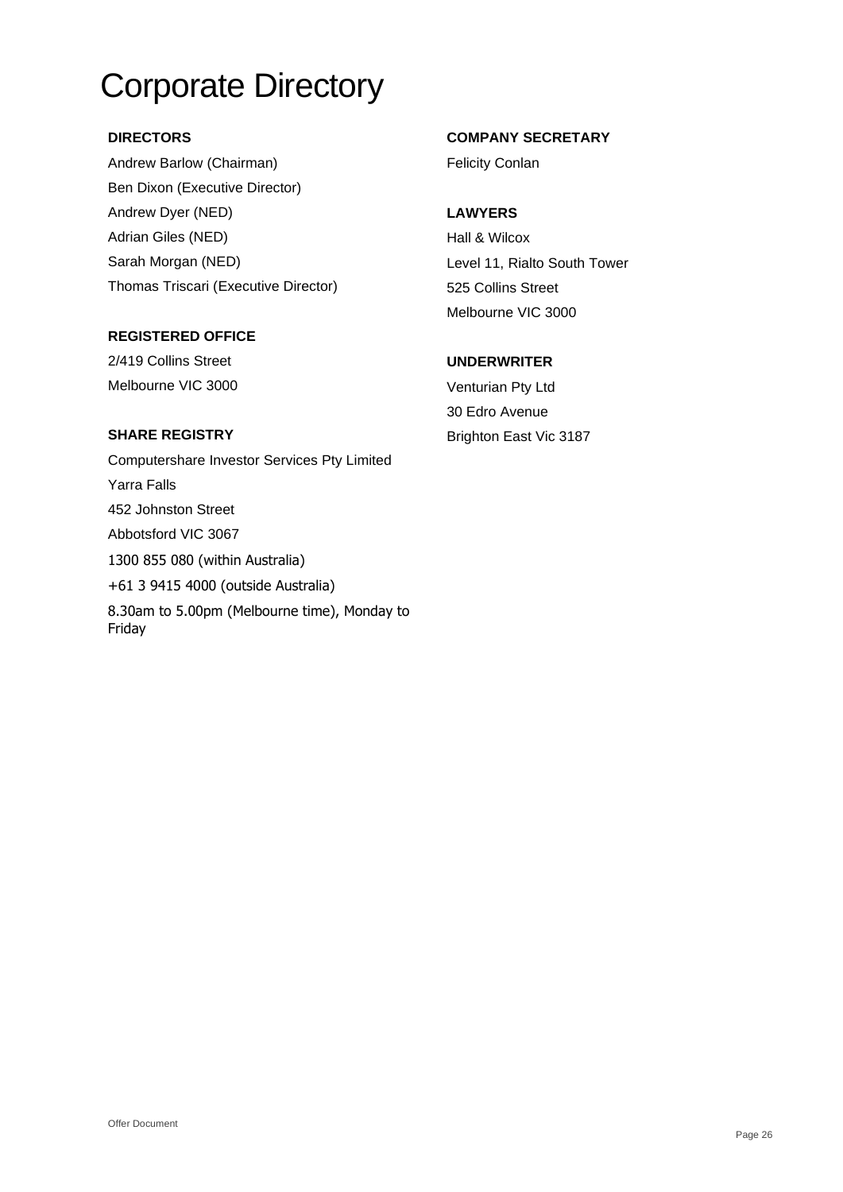# Corporate Directory

### DIRECTORS

Andrew Barlow (Chairman)

Ben Dixon (Executive Director)

Andrew Dyer (NED)

Adrian Giles (NED)

Sarah Morgan (NED)

Thomas Triscari (Executive Director)

### REGISTERED OFFICE

2/419 Collins Street

Melbourne VIC 3000

### SHARE REGISTRY

Computershare Investor Services Pty Limited

Yarra Falls

452 Johnston Street

Abbotsford VIC 3067

1300 855 080 (within Australia)

+61 3 9415 4000 (outside Australia)

8.30am to 5.00pm (Melbourne time), Monday to Friday

### COMPANY SECRETARY

Felicity Conlan

### LAWYERS

Hall & Wilcox

Level 11, Rialto South Tower

525 Collins Street

Melbourne VIC 3000

### UNDERWRITER

Venturian Pty Ltd

30 Edro Avenue

Brighton East Vic 3187